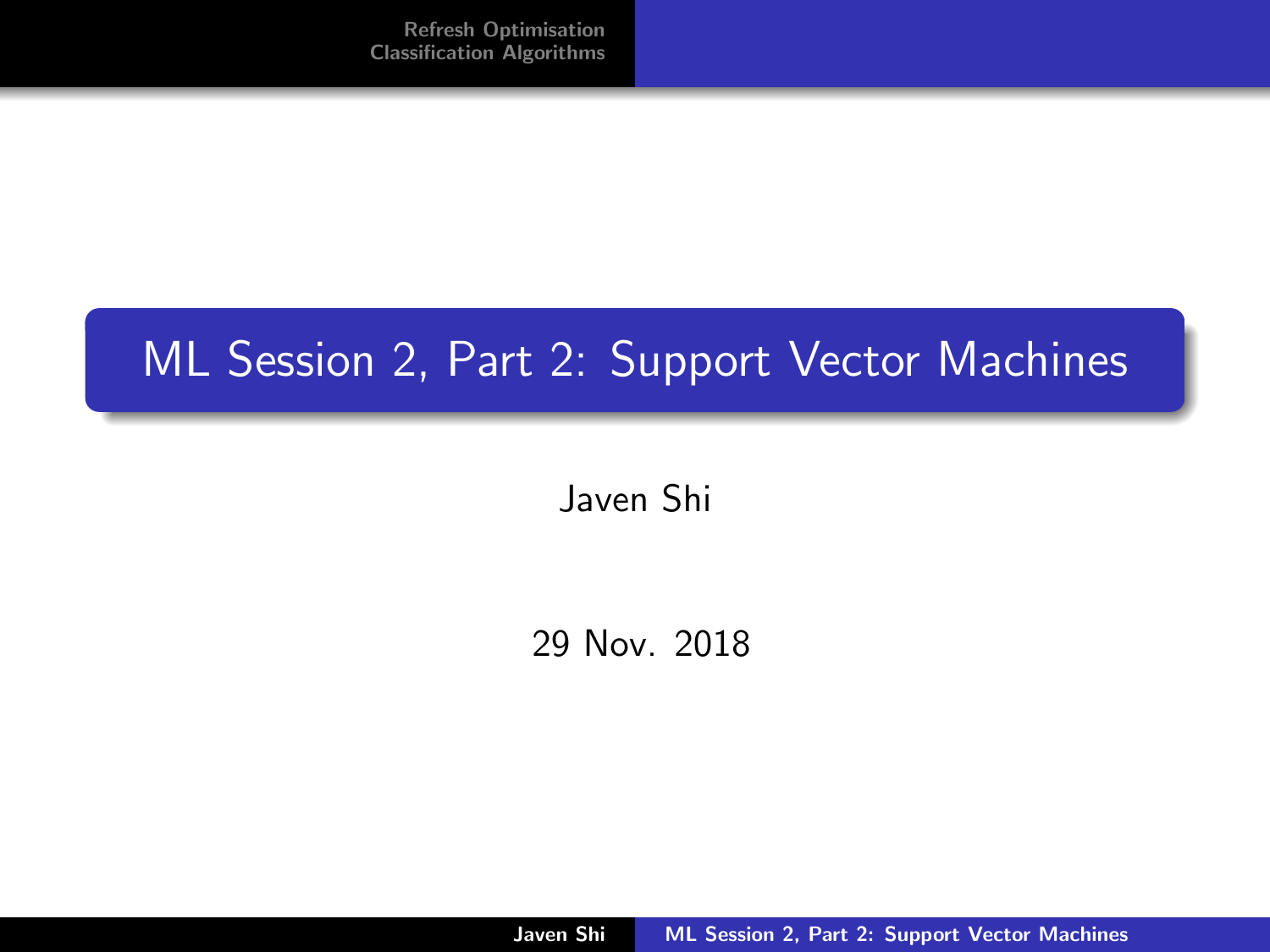# ML Session 2, Part 2: Support Vector Machines

Javen Shi

29 Nov. 2018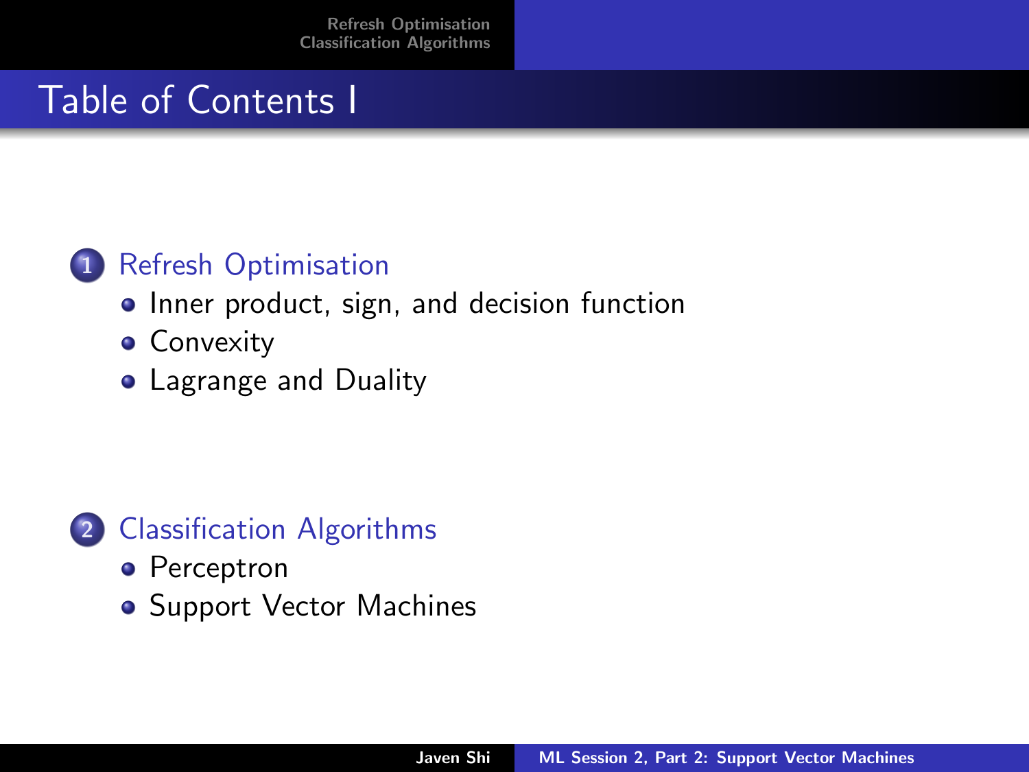# Table of Contents I

1. Refresh Optimisation
   - Inner product, sign, and decision function
   - Convexity
   - Lagrange and Duality

2. Classification Algorithms
   - Perceptron
   - Support Vector Machines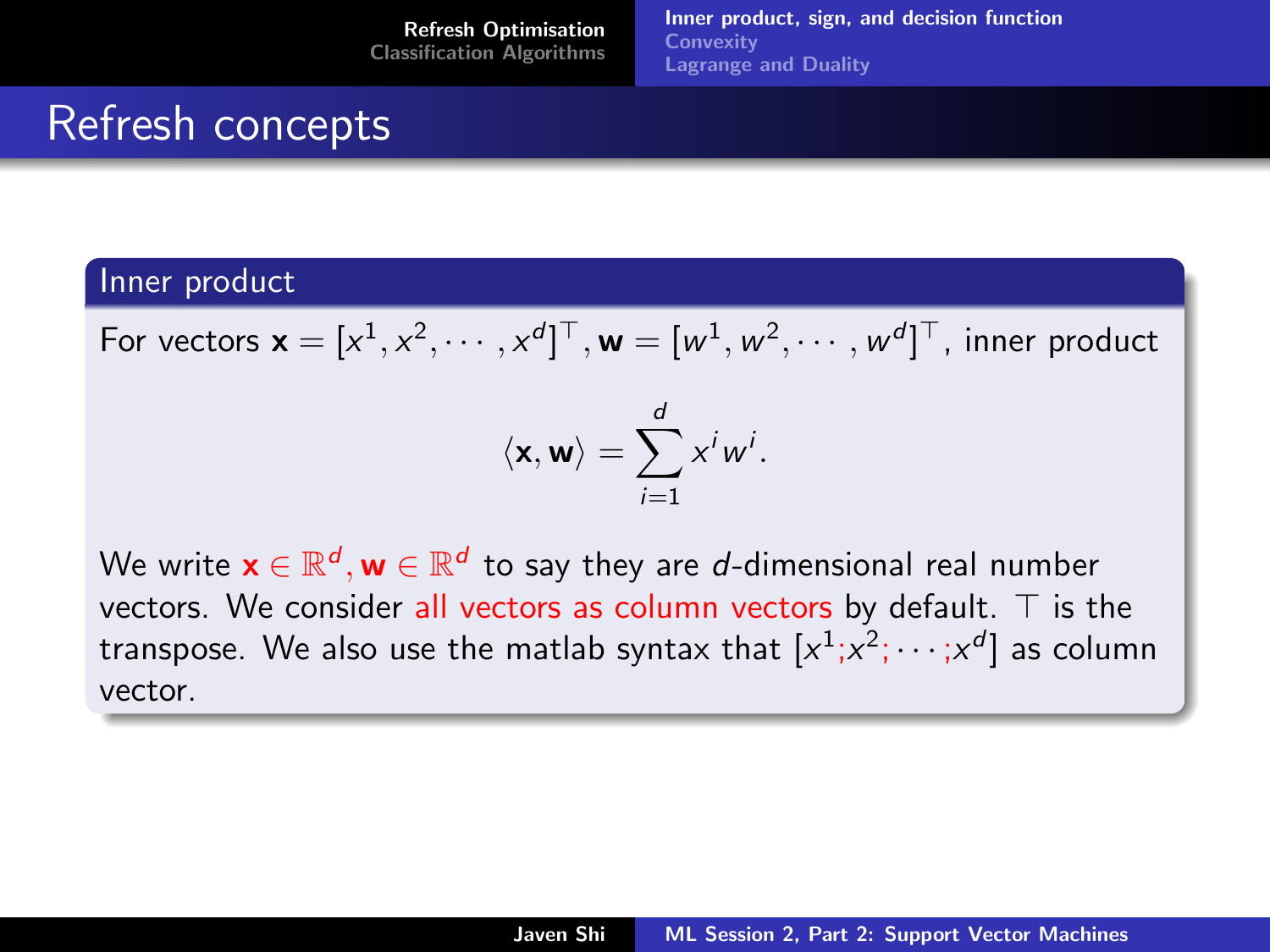# Refresh concepts

## Inner product

For vectors $\mathbf{x} = [x^1, x^2, \cdots, x^d]^\top, \mathbf{w} = [w^1, w^2, \cdots, w^d]^\top$, inner product

$$\langle \mathbf{x}, \mathbf{w} \rangle = \sum_{i=1}^{d} x^i w^i.$$

We write $\mathbf{x} \in \mathbb{R}^d, \mathbf{w} \in \mathbb{R}^d$ to say they are $d$-dimensional real number vectors. We consider all vectors as column vectors by default. $\top$ is the transpose. We also use the matlab syntax that $[x^1; x^2; \cdots; x^d]$ as column vector.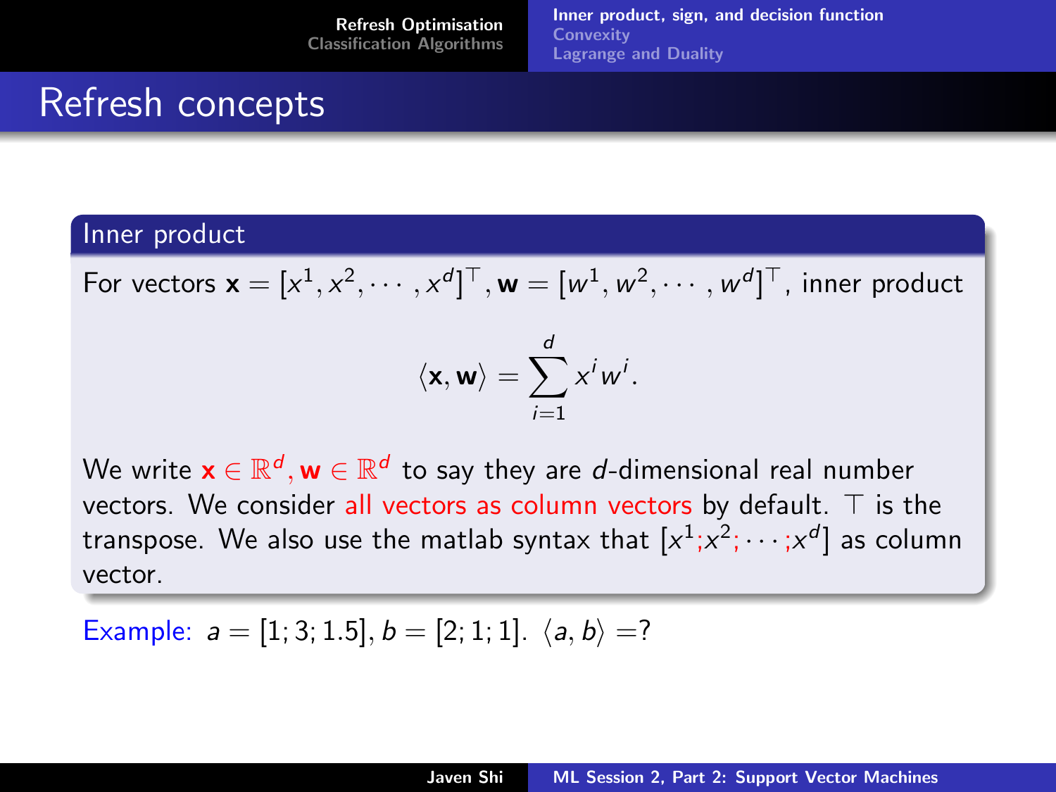# Refresh concepts

## Inner product

For vectors $\mathbf{x} = [x^1, x^2, \cdots, x^d]^\top, \mathbf{w} = [w^1, w^2, \cdots, w^d]^\top$, inner product

$$\langle \mathbf{x}, \mathbf{w} \rangle = \sum_{i=1}^{d} x^i w^i.$$

We write $\mathbf{x} \in \mathbb{R}^d, \mathbf{w} \in \mathbb{R}^d$ to say they are $d$-dimensional real number vectors. We consider all vectors as column vectors by default. $\top$ is the transpose. We also use the matlab syntax that $[x^1;x^2;\cdots;x^d]$ as column vector.

Example: $a = [1; 3; 1.5], b = [2; 1; 1]$. $\langle a, b \rangle =?$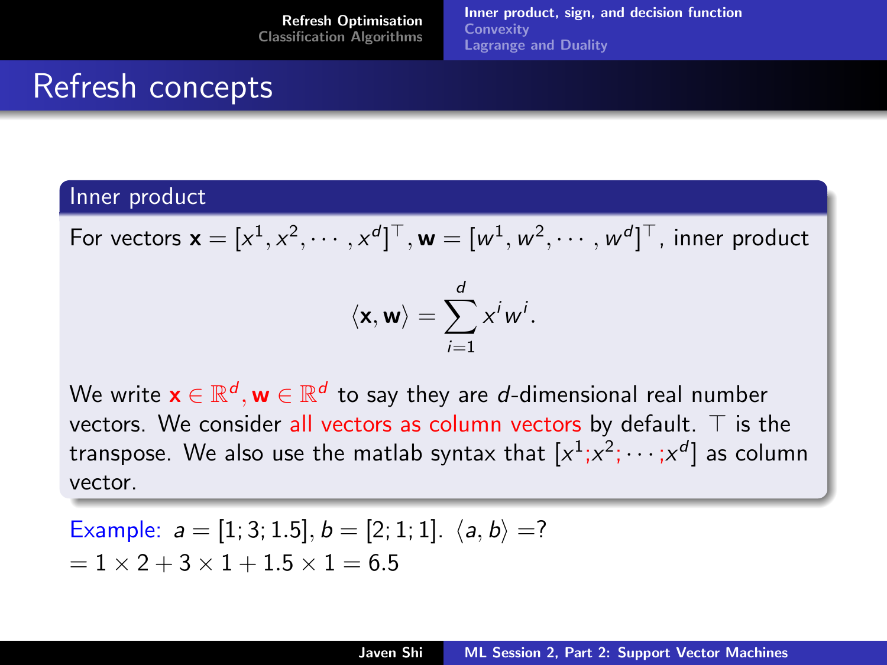# Refresh concepts

## Inner product

For vectors $\mathbf{x} = [x^1, x^2, \cdots, x^d]^\top, \mathbf{w} = [w^1, w^2, \cdots, w^d]^\top$, inner product

$$\langle \mathbf{x}, \mathbf{w} \rangle = \sum_{i=1}^{d} x^i w^i.$$

We write $\mathbf{x} \in \mathbb{R}^d, \mathbf{w} \in \mathbb{R}^d$ to say they are $d$-dimensional real number vectors. We consider all vectors as column vectors by default. $\top$ is the transpose. We also use the matlab syntax that $[x^1;x^2;\cdots;x^d]$ as column vector.

Example: $a = [1; 3; 1.5], b = [2; 1; 1]$. $\langle a, b \rangle =?$
$= 1 \times 2 + 3 \times 1 + 1.5 \times 1 = 6.5$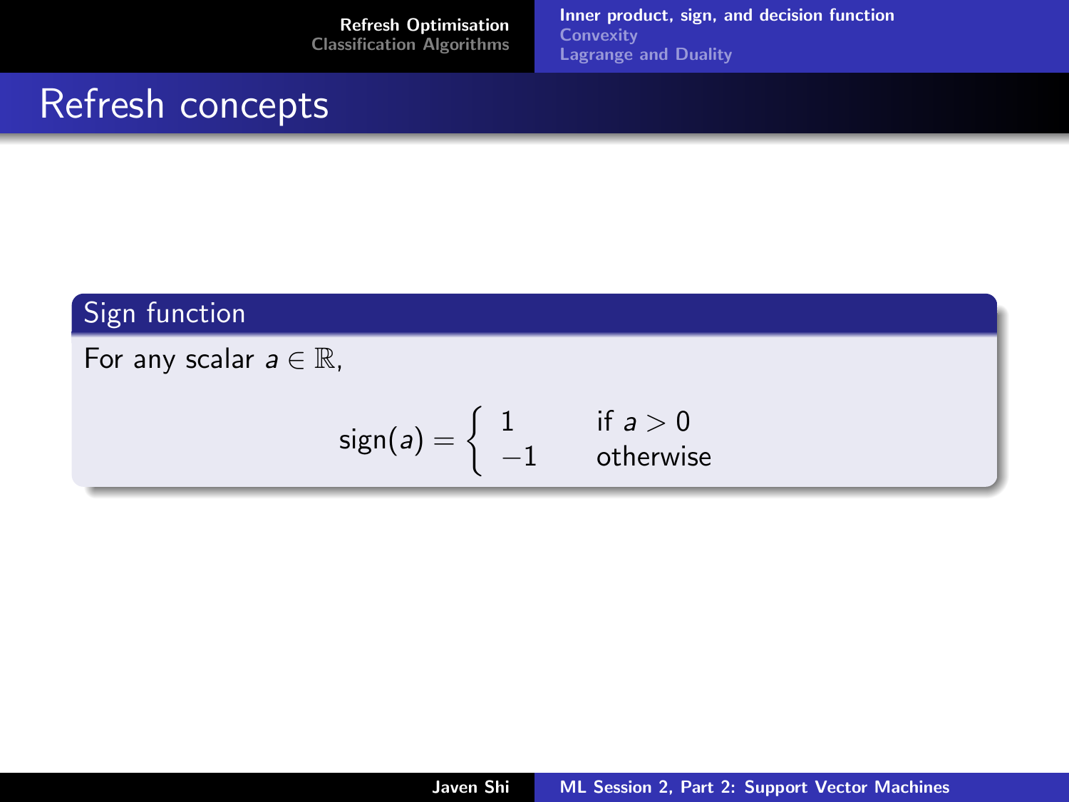# Refresh concepts

### Sign function

For any scalar $a \in \mathbb{R}$,

$$\text{sign}(a) = \begin{cases} 1 & \text{if } a > 0 \\ -1 & \text{otherwise} \end{cases}$$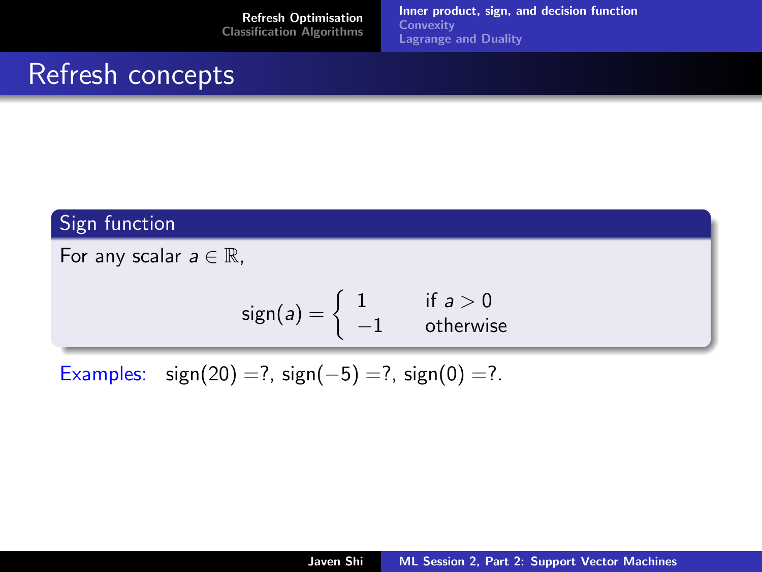# Refresh concepts

## Sign function

For any scalar $a \in \mathbb{R}$,

$$\text{sign}(a) = \begin{cases} 1 & \text{if } a > 0 \\ -1 & \text{otherwise} \end{cases}$$

Examples: $\text{sign}(20) = ?$, $\text{sign}(-5) = ?$, $\text{sign}(0) = ?$.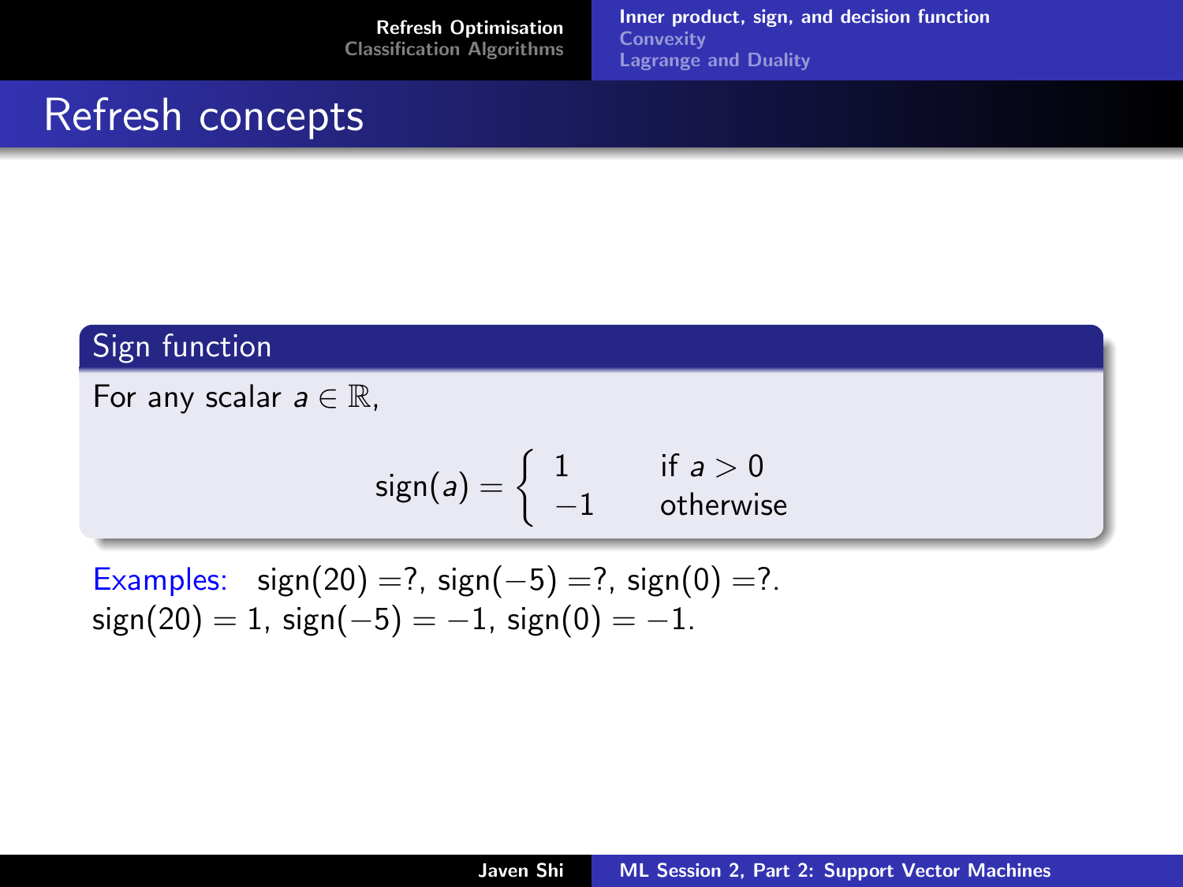# Refresh concepts

## Sign function

For any scalar $a \in \mathbb{R}$,

$$\text{sign}(a) = \begin{cases} 1 & \text{if } a > 0 \\ -1 & \text{otherwise} \end{cases}$$

Examples: $\text{sign}(20) = ?$, $\text{sign}(-5) = ?$, $\text{sign}(0) = ?$.
$\text{sign}(20) = 1$, $\text{sign}(-5) = -1$, $\text{sign}(0) = -1$.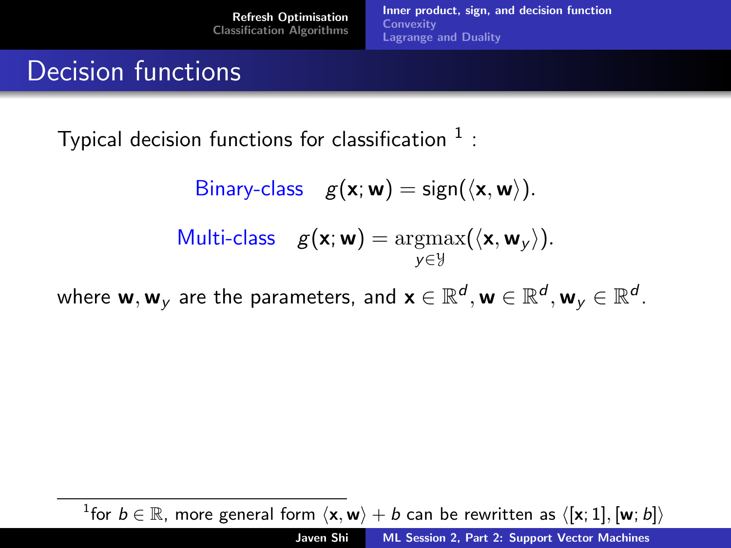# Decision functions

Typical decision functions for classification [1] :

$$\text{Binary-class} \quad g(\mathbf{x}; \mathbf{w}) = \text{sign}(\langle \mathbf{x}, \mathbf{w} \rangle).$$

$$\text{Multi-class} \quad g(\mathbf{x}; \mathbf{w}) = \underset{y \in \mathcal{Y}}{\text{argmax}}(\langle \mathbf{x}, \mathbf{w}_y \rangle).$$

where $\mathbf{w}, \mathbf{w}_y$ are the parameters, and $\mathbf{x} \in \mathbb{R}^d, \mathbf{w} \in \mathbb{R}^d, \mathbf{w}_y \in \mathbb{R}^d$.

[1] for $b \in \mathbb{R}$, more general form $\langle \mathbf{x}, \mathbf{w} \rangle + b$ can be rewritten as $\langle [\mathbf{x}; 1], [\mathbf{w}; b] \rangle$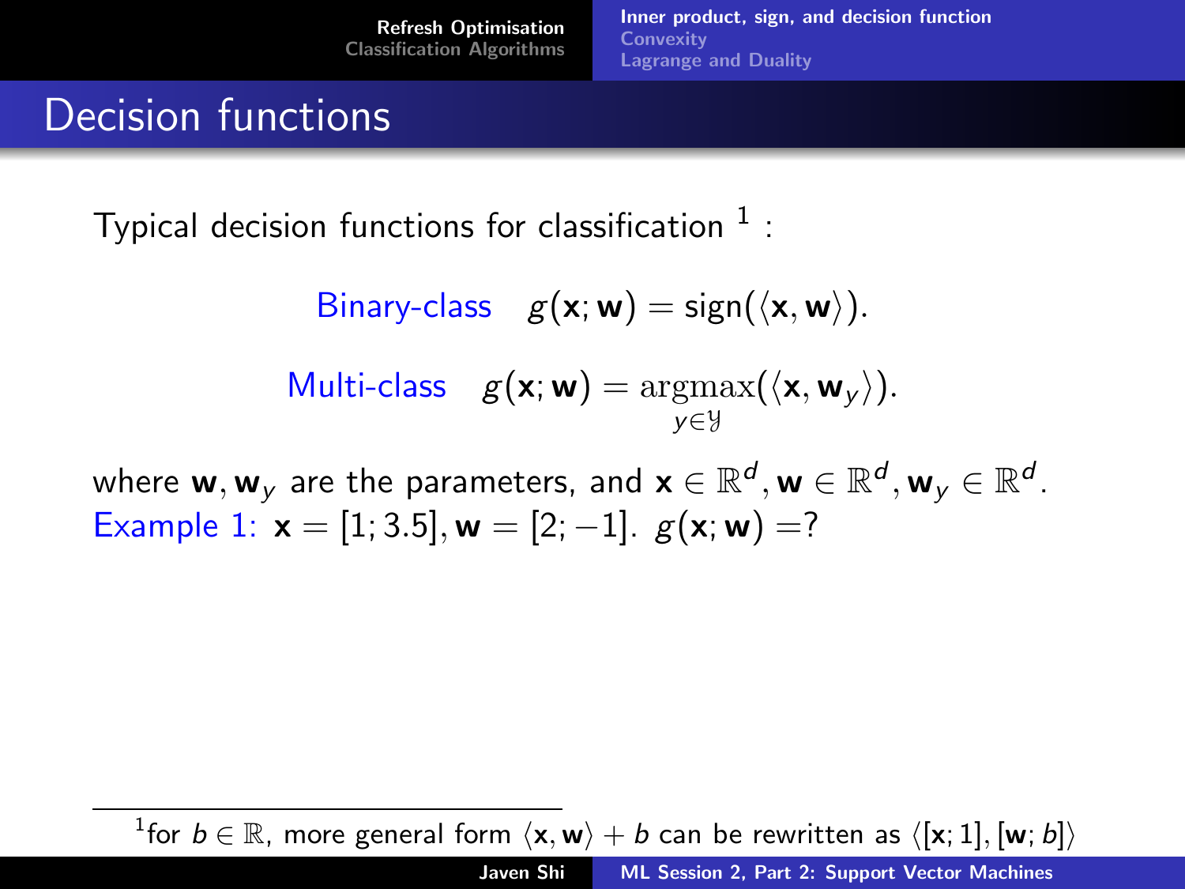# Decision functions

Typical decision functions for classification [1] :

$$\text{Binary-class} \quad g(\mathbf{x}; \mathbf{w}) = \text{sign}(\langle \mathbf{x}, \mathbf{w} \rangle).$$

$$\text{Multi-class} \quad g(\mathbf{x}; \mathbf{w}) = \underset{y \in \mathcal{Y}}{\text{argmax}}(\langle \mathbf{x}, \mathbf{w}_y \rangle).$$

where $\mathbf{w}, \mathbf{w}_y$ are the parameters, and $\mathbf{x} \in \mathbb{R}^d, \mathbf{w} \in \mathbb{R}^d, \mathbf{w}_y \in \mathbb{R}^d$.

Example 1: $\mathbf{x} = [1; 3.5], \mathbf{w} = [2; -1]$. $g(\mathbf{x}; \mathbf{w}) = ?$

[1] for $b \in \mathbb{R}$, more general form $\langle \mathbf{x}, \mathbf{w} \rangle + b$ can be rewritten as $\langle [\mathbf{x}; 1], [\mathbf{w}; b] \rangle$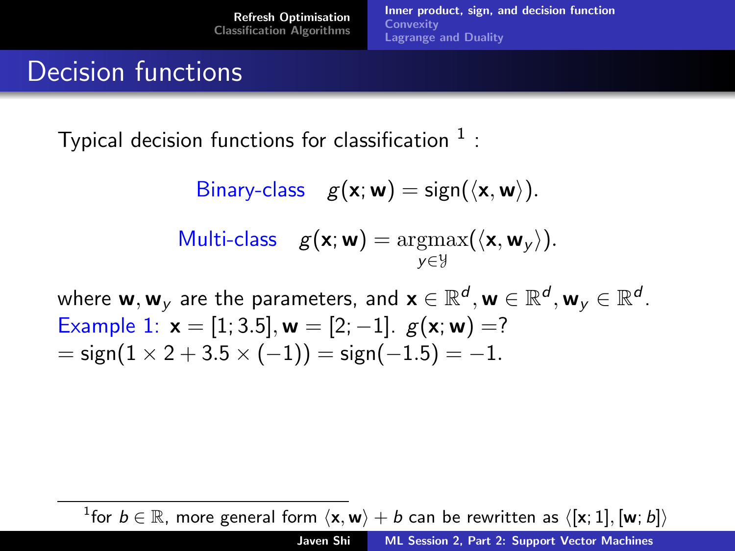# Decision functions

Typical decision functions for classification [1] :

$$\text{Binary-class} \quad g(\mathbf{x}; \mathbf{w}) = \text{sign}(\langle \mathbf{x}, \mathbf{w} \rangle).$$

$$\text{Multi-class} \quad g(\mathbf{x}; \mathbf{w}) = \operatorname*{argmax}_{y \in \mathcal{Y}}(\langle \mathbf{x}, \mathbf{w}_y \rangle).$$

where $\mathbf{w}, \mathbf{w}_y$ are the parameters, and $\mathbf{x} \in \mathbb{R}^d, \mathbf{w} \in \mathbb{R}^d, \mathbf{w}_y \in \mathbb{R}^d$.

Example 1: $\mathbf{x} = [1; 3.5], \mathbf{w} = [2; -1]$. $g(\mathbf{x}; \mathbf{w}) = ?$
$= \text{sign}(1 \times 2 + 3.5 \times (-1)) = \text{sign}(-1.5) = -1$.

[1] for $b \in \mathbb{R}$, more general form $\langle \mathbf{x}, \mathbf{w} \rangle + b$ can be rewritten as $\langle [\mathbf{x}; 1], [\mathbf{w}; b] \rangle$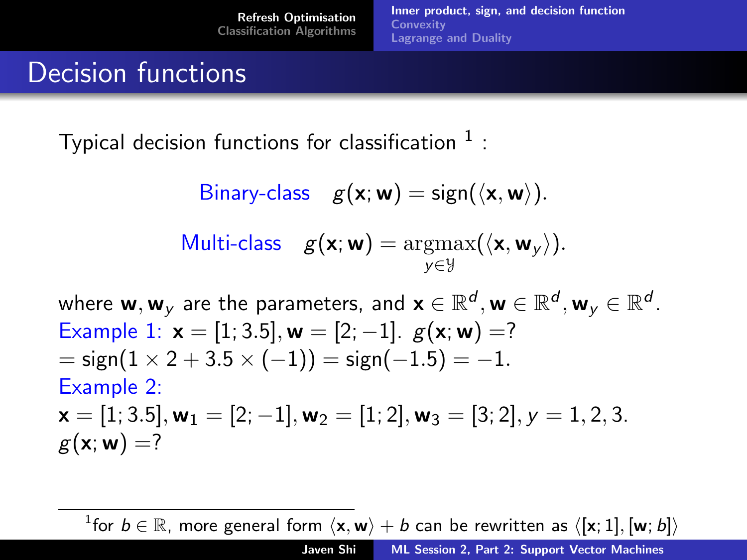# Decision functions

Typical decision functions for classification [1] :

$$\text{Binary-class} \quad g(\mathbf{x}; \mathbf{w}) = \text{sign}(\langle \mathbf{x}, \mathbf{w} \rangle).$$

$$\text{Multi-class} \quad g(\mathbf{x}; \mathbf{w}) = \underset{y \in \mathcal{Y}}{\operatorname{argmax}}(\langle \mathbf{x}, \mathbf{w}_y \rangle).$$

where $\mathbf{w}, \mathbf{w}_y$ are the parameters, and $\mathbf{x} \in \mathbb{R}^d, \mathbf{w} \in \mathbb{R}^d, \mathbf{w}_y \in \mathbb{R}^d$.

Example 1: $\mathbf{x} = [1; 3.5], \mathbf{w} = [2; -1]$. $g(\mathbf{x}; \mathbf{w}) =?$

$= \text{sign}(1 \times 2 + 3.5 \times (-1)) = \text{sign}(-1.5) = -1.$

Example 2:

$\mathbf{x} = [1; 3.5], \mathbf{w}_1 = [2; -1], \mathbf{w}_2 = [1; 2], \mathbf{w}_3 = [3; 2], y = 1, 2, 3.$

$g(\mathbf{x}; \mathbf{w}) =?$

[1] for $b \in \mathbb{R}$, more general form $\langle \mathbf{x}, \mathbf{w} \rangle + b$ can be rewritten as $\langle [\mathbf{x}; 1], [\mathbf{w}; b] \rangle$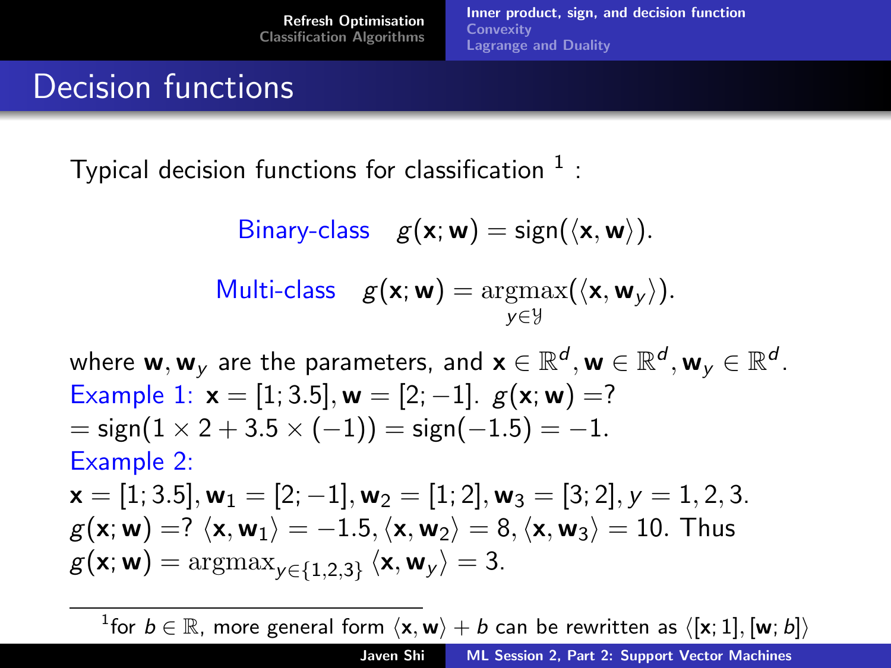# Decision functions

Typical decision functions for classification [1] :

$$\text{Binary-class} \quad g(\mathbf{x}; \mathbf{w}) = \text{sign}(\langle \mathbf{x}, \mathbf{w} \rangle).$$

$$\text{Multi-class} \quad g(\mathbf{x}; \mathbf{w}) = \underset{y \in \mathcal{Y}}{\text{argmax}}(\langle \mathbf{x}, \mathbf{w}_y \rangle).$$

where $\mathbf{w}, \mathbf{w}_y$ are the parameters, and $\mathbf{x} \in \mathbb{R}^d, \mathbf{w} \in \mathbb{R}^d, \mathbf{w}_y \in \mathbb{R}^d$.

Example 1: $\mathbf{x} = [1; 3.5], \mathbf{w} = [2; -1]$. $g(\mathbf{x}; \mathbf{w}) =?$

$= \text{sign}(1 \times 2 + 3.5 \times (-1)) = \text{sign}(-1.5) = -1.$

Example 2:

$\mathbf{x} = [1; 3.5], \mathbf{w}_1 = [2; -1], \mathbf{w}_2 = [1; 2], \mathbf{w}_3 = [3; 2], y = 1, 2, 3.$

$g(\mathbf{x}; \mathbf{w}) =?$ $\langle \mathbf{x}, \mathbf{w}_1 \rangle = -1.5, \langle \mathbf{x}, \mathbf{w}_2 \rangle = 8, \langle \mathbf{x}, \mathbf{w}_3 \rangle = 10$. Thus

$g(\mathbf{x}; \mathbf{w}) = \text{argmax}_{y \in \{1,2,3\}} \langle \mathbf{x}, \mathbf{w}_y \rangle = 3.$

[1] for $b \in \mathbb{R}$, more general form $\langle \mathbf{x}, \mathbf{w} \rangle + b$ can be rewritten as $\langle [\mathbf{x}; 1], [\mathbf{w}; b] \rangle$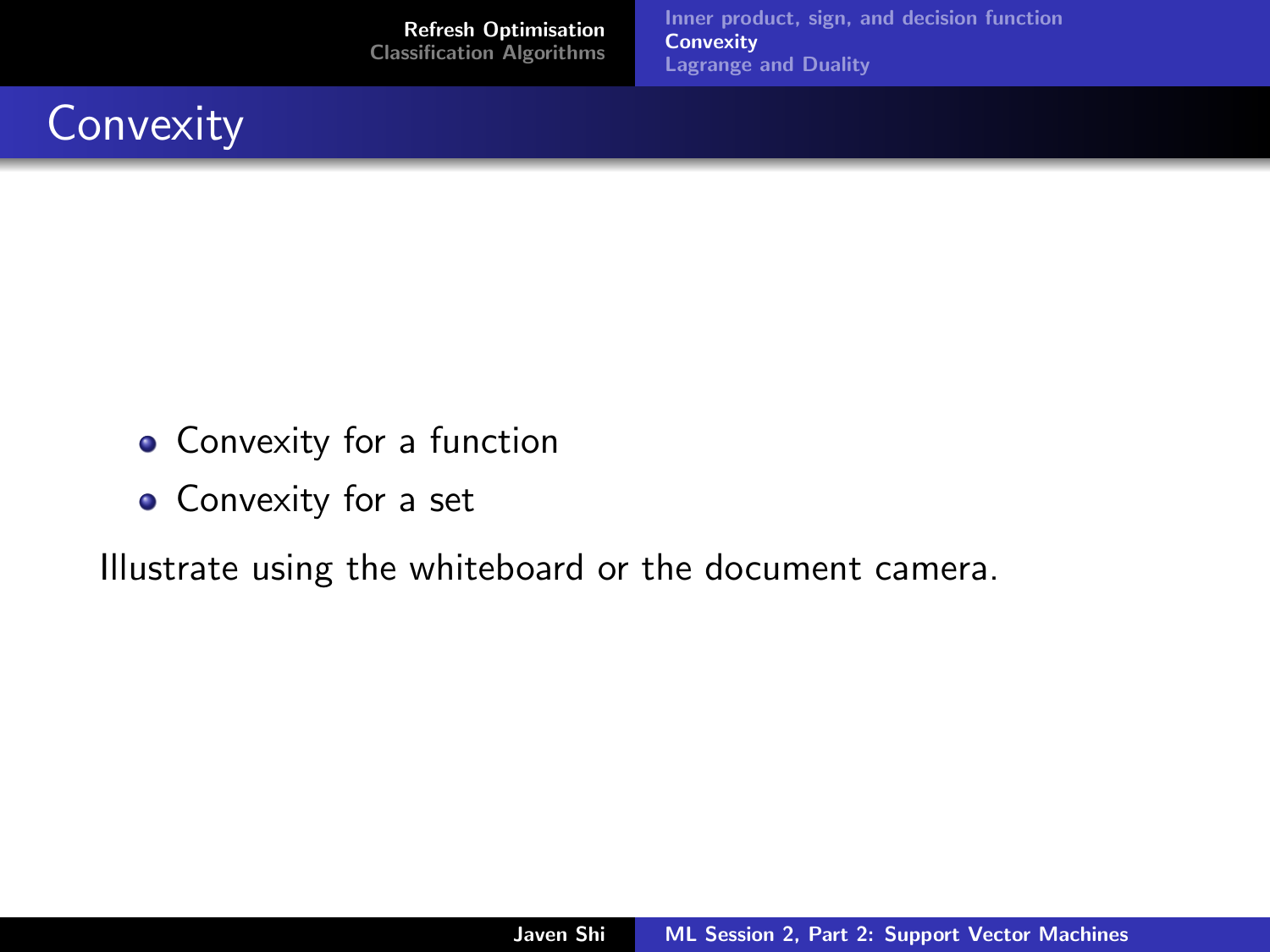# Convexity

- Convexity for a function
- Convexity for a set

Illustrate using the whiteboard or the document camera.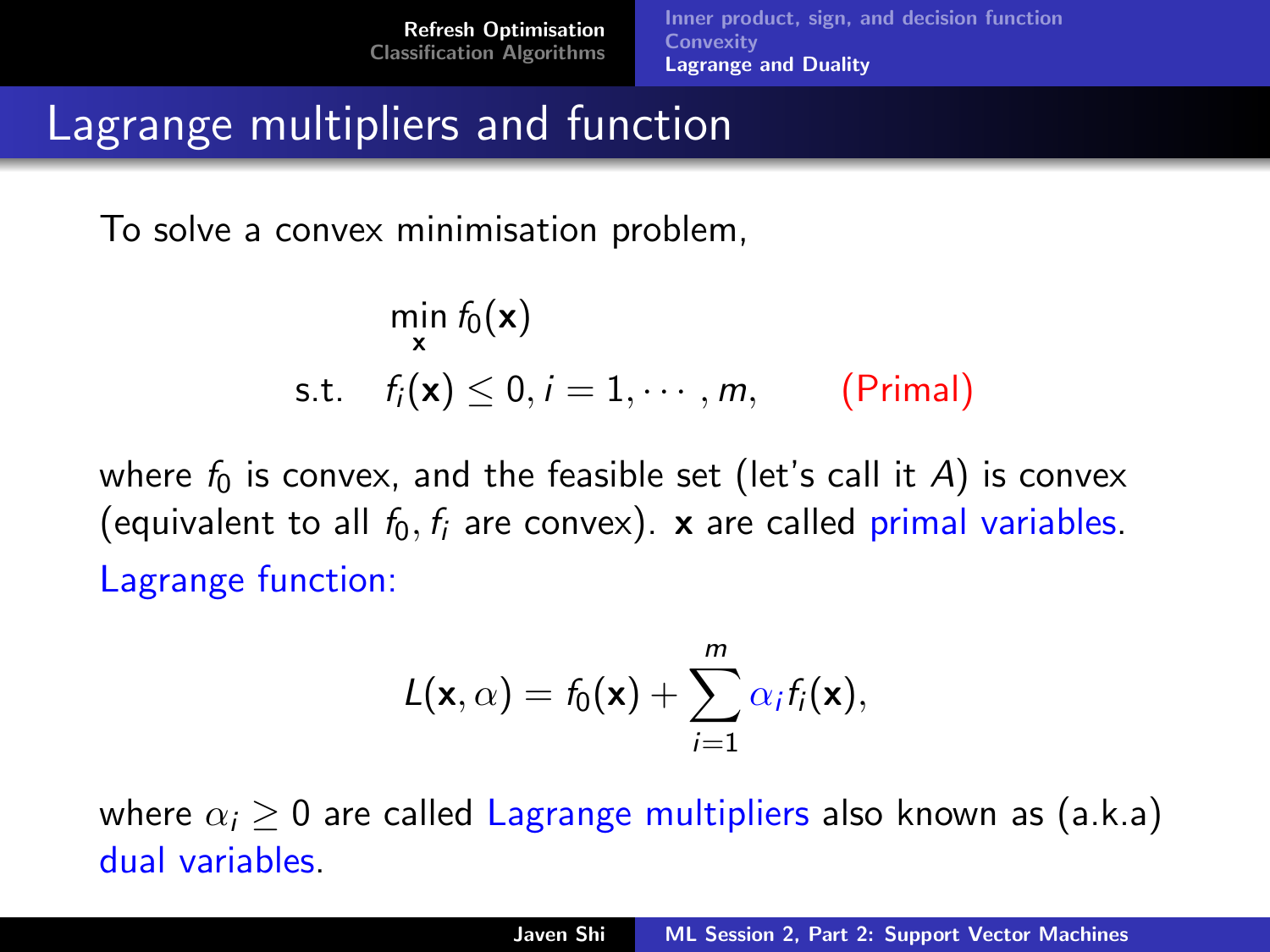# Lagrange multipliers and function

To solve a convex minimisation problem,

$$
\begin{aligned}
&\min_{\mathbf{x}} f_0(\mathbf{x}) \\
\text{s.t.} \quad & f_i(\mathbf{x}) \leq 0, i = 1, \cdots, m, \qquad \text{(Primal)}
\end{aligned}
$$

where $f_0$ is convex, and the feasible set (let's call it $A$) is convex (equivalent to all $f_0, f_i$ are convex). $\mathbf{x}$ are called primal variables.

Lagrange function:

$$
L(\mathbf{x}, \alpha) = f_0(\mathbf{x}) + \sum_{i=1}^{m} \alpha_i f_i(\mathbf{x}),
$$

where $\alpha_i \geq 0$ are called Lagrange multipliers also known as (a.k.a) dual variables.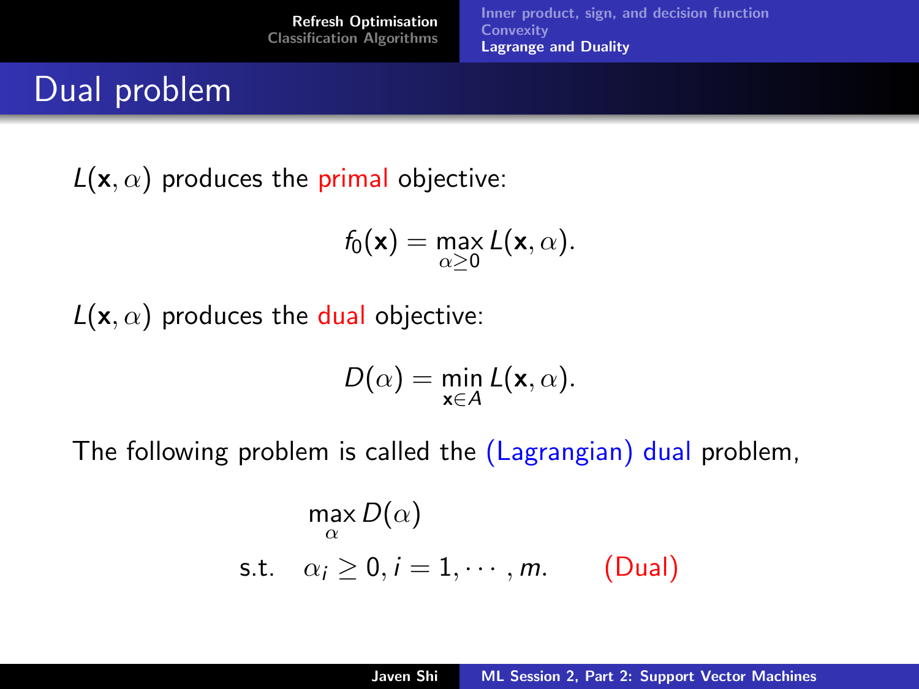# Dual problem

$L(\mathbf{x}, \alpha)$ produces the primal objective:

$$f_0(\mathbf{x}) = \max_{\alpha \geq 0} L(\mathbf{x}, \alpha).$$

$L(\mathbf{x}, \alpha)$ produces the dual objective:

$$D(\alpha) = \min_{\mathbf{x} \in A} L(\mathbf{x}, \alpha).$$

The following problem is called the (Lagrangian) dual problem,

$$\begin{aligned} &\max_{\alpha} D(\alpha) \\ \text{s.t.} \quad &\alpha_i \geq 0, i = 1, \cdots, m. \qquad \text{(Dual)} \end{aligned}$$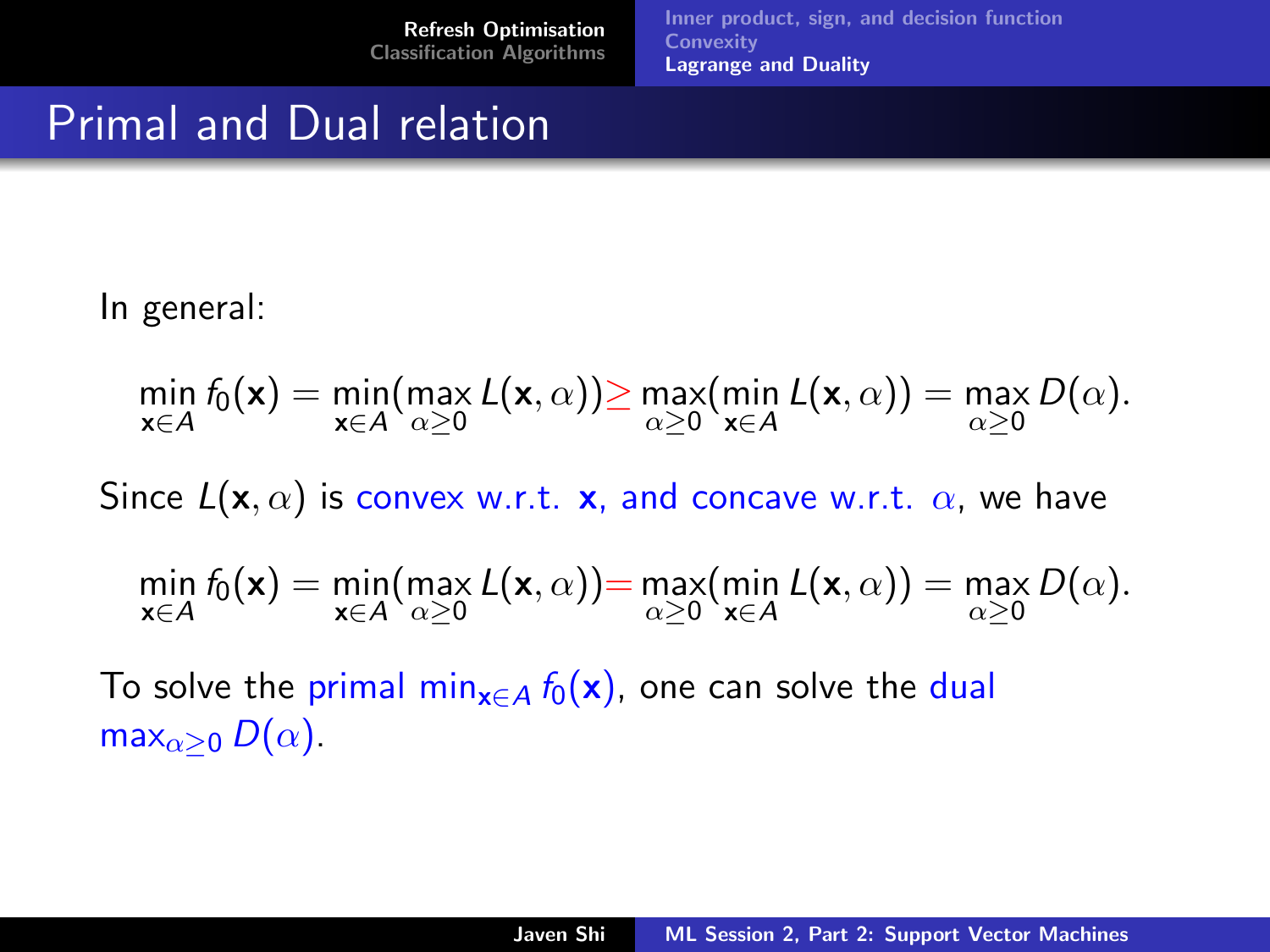# Primal and Dual relation

In general:

$$\min_{\mathbf{x}\in A} f_0(\mathbf{x}) = \min_{\mathbf{x}\in A}(\max_{\alpha\geq 0} L(\mathbf{x},\alpha)) \geq \max_{\alpha\geq 0}(\min_{\mathbf{x}\in A} L(\mathbf{x},\alpha)) = \max_{\alpha\geq 0} D(\alpha).$$

Since $L(\mathbf{x},\alpha)$ is convex w.r.t. $\mathbf{x}$, and concave w.r.t. $\alpha$, we have

$$\min_{\mathbf{x}\in A} f_0(\mathbf{x}) = \min_{\mathbf{x}\in A}(\max_{\alpha\geq 0} L(\mathbf{x},\alpha)) = \max_{\alpha\geq 0}(\min_{\mathbf{x}\in A} L(\mathbf{x},\alpha)) = \max_{\alpha\geq 0} D(\alpha).$$

To solve the primal $\min_{\mathbf{x}\in A} f_0(\mathbf{x})$, one can solve the dual $\max_{\alpha\geq 0} D(\alpha)$.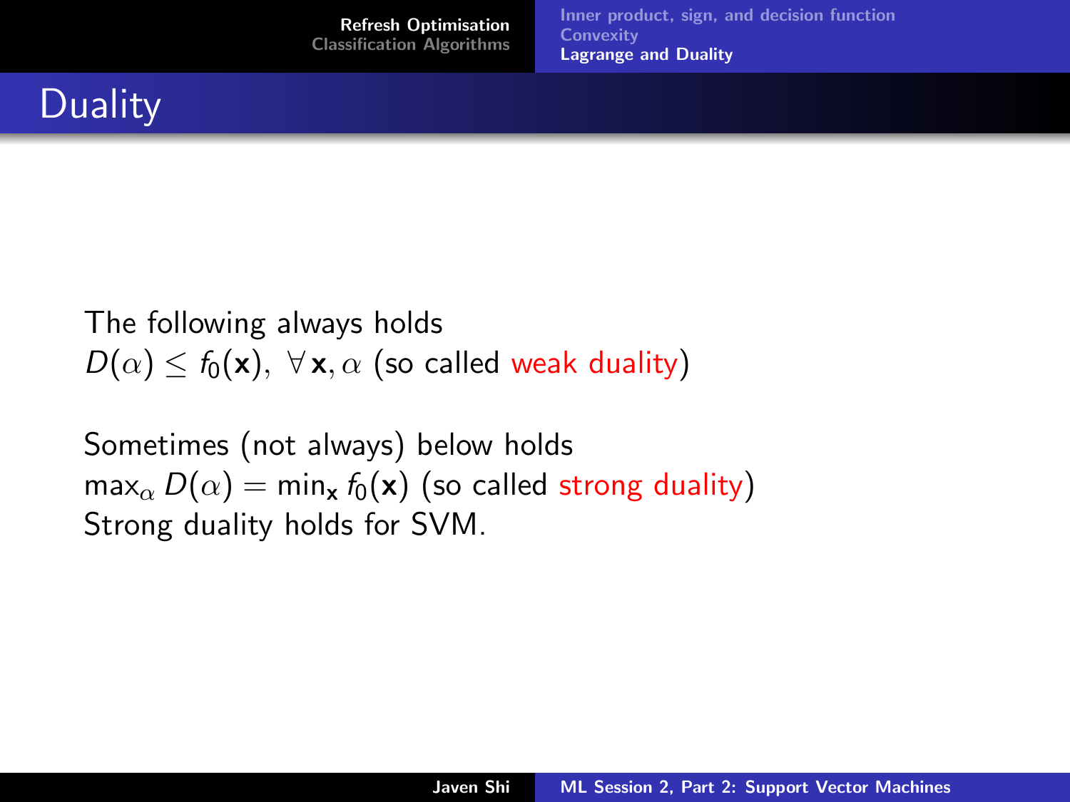# Duality

The following always holds
$D(\alpha) \leq f_0(\mathbf{x}),\ \forall\, \mathbf{x}, \alpha$ (so called weak duality)

Sometimes (not always) below holds
$\max_\alpha D(\alpha) = \min_{\mathbf{x}} f_0(\mathbf{x})$ (so called strong duality)
Strong duality holds for SVM.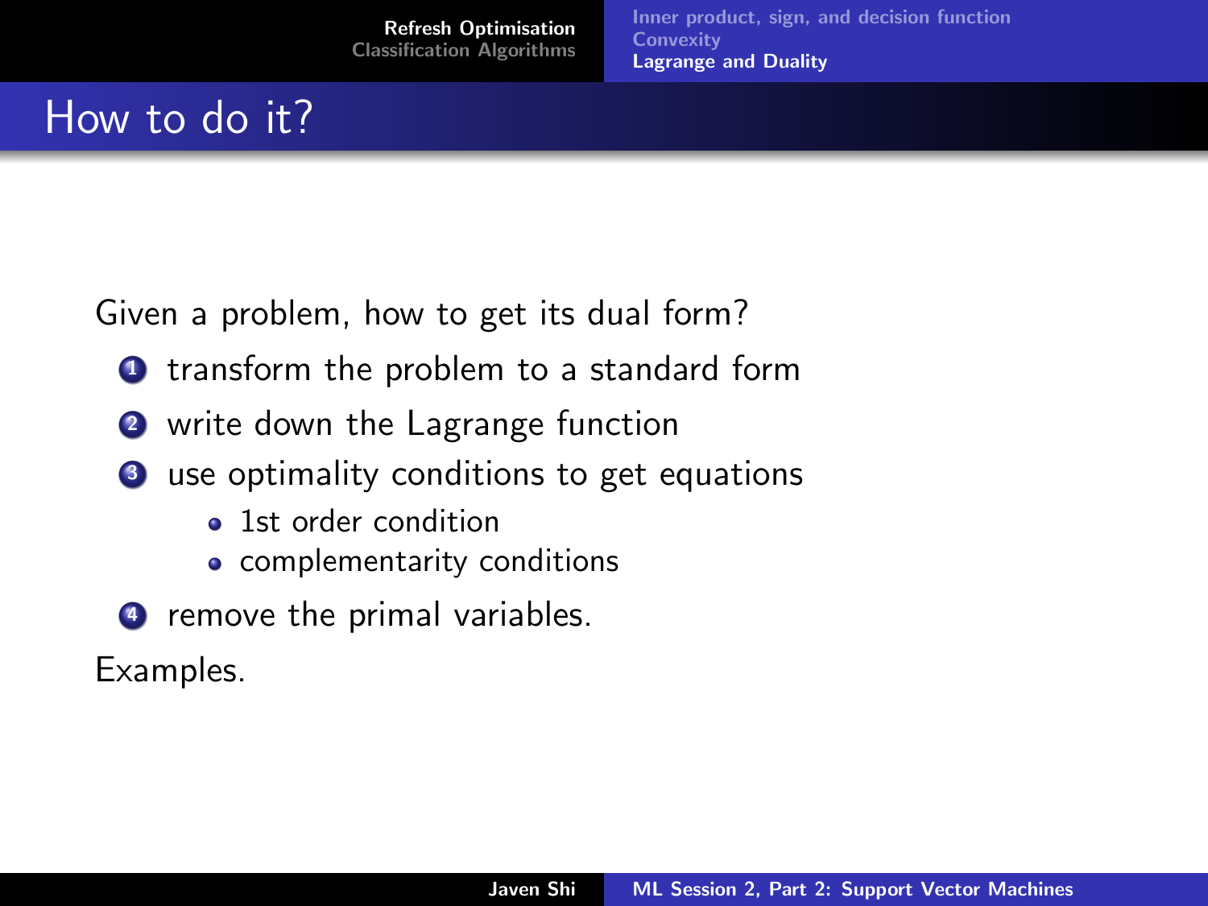# How to do it?

Given a problem, how to get its dual form?

1. transform the problem to a standard form
2. write down the Lagrange function
3. use optimality conditions to get equations
   - 1st order condition
   - complementarity conditions
4. remove the primal variables.

Examples.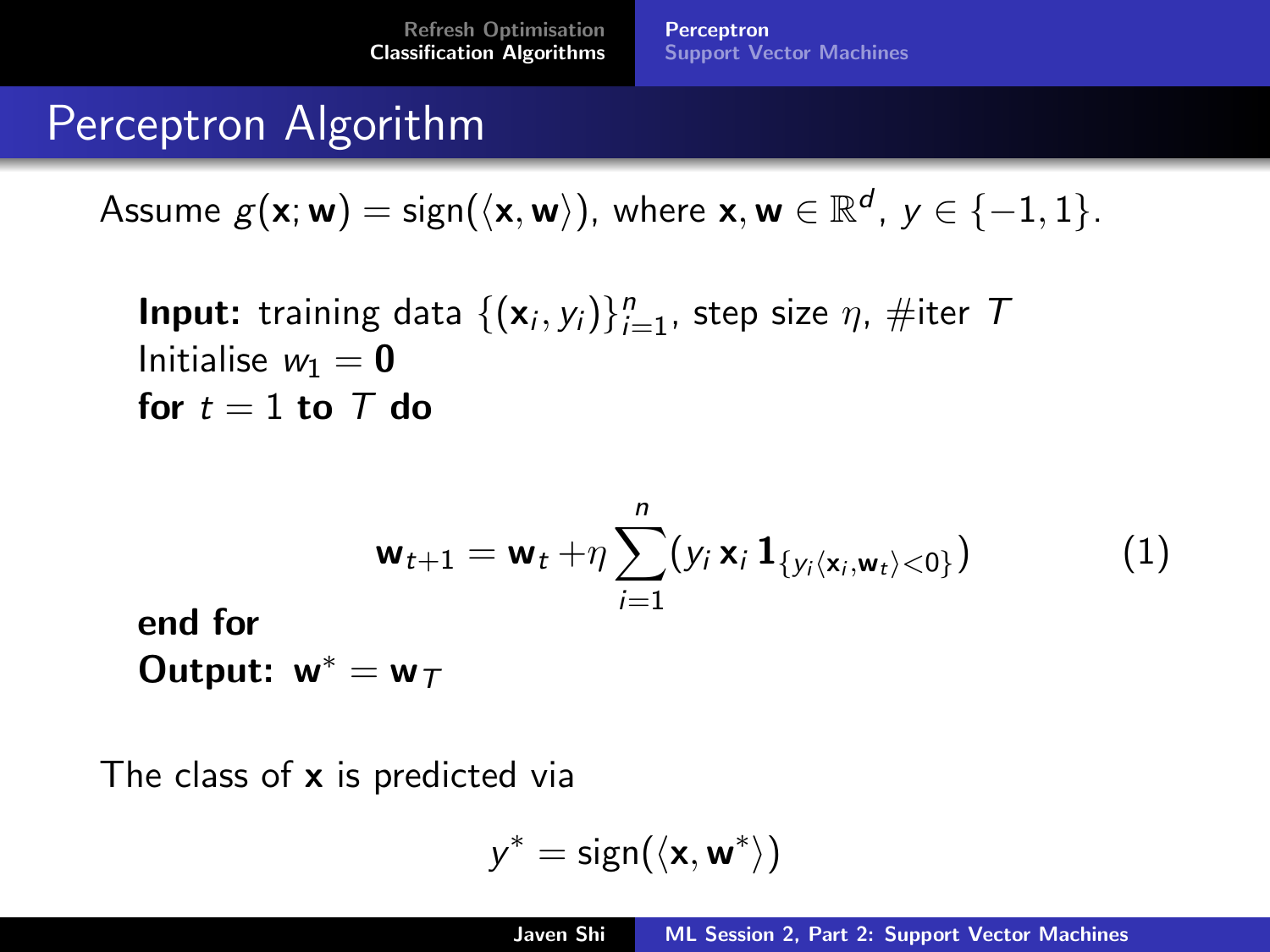# Perceptron Algorithm

Assume $g(\mathbf{x}; \mathbf{w}) = \text{sign}(\langle \mathbf{x}, \mathbf{w} \rangle)$, where $\mathbf{x}, \mathbf{w} \in \mathbb{R}^d$, $y \in \{-1, 1\}$.

**Input:** training data $\{(\mathbf{x}_i, y_i)\}_{i=1}^n$, step size $\eta$, #iter $T$
Initialise $w_1 = \mathbf{0}$
**for** $t = 1$ **to** $T$ **do**

$$\mathbf{w}_{t+1} = \mathbf{w}_t + \eta \sum_{i=1}^{n} (y_i \, \mathbf{x}_i \, \mathbf{1}_{\{y_i \langle \mathbf{x}_i, \mathbf{w}_t \rangle < 0\}}) \tag{1}$$

**end for**
**Output:** $\mathbf{w}^* = \mathbf{w}_T$

The class of $\mathbf{x}$ is predicted via

$$y^* = \text{sign}(\langle \mathbf{x}, \mathbf{w}^* \rangle)$$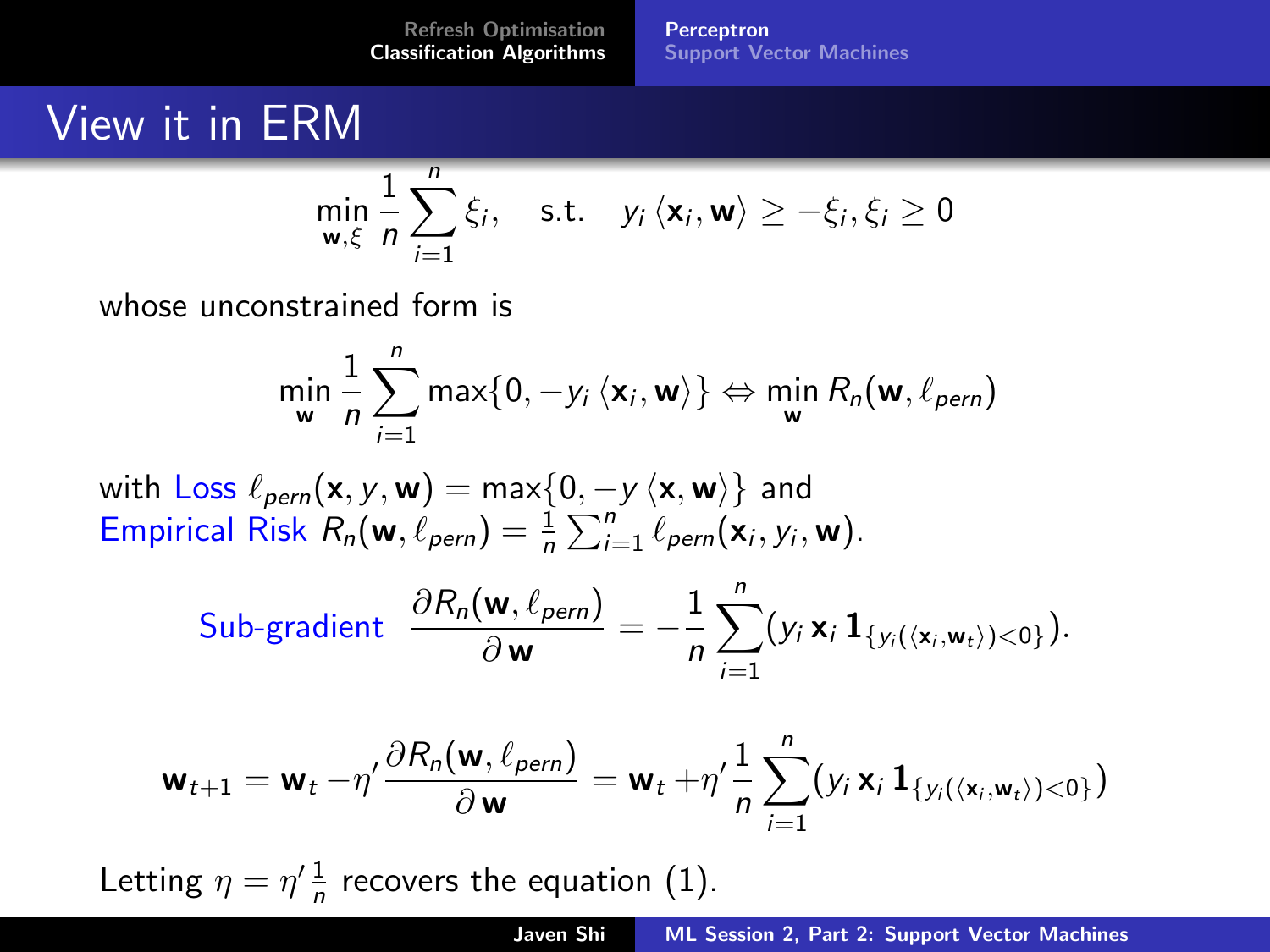# View it in ERM

$$\min_{\mathbf{w},\xi} \frac{1}{n}\sum_{i=1}^{n} \xi_i, \quad \text{s.t.} \quad y_i \langle \mathbf{x}_i, \mathbf{w} \rangle \geq -\xi_i, \xi_i \geq 0$$

whose unconstrained form is

$$\min_{\mathbf{w}} \frac{1}{n}\sum_{i=1}^{n} \max\{0, -y_i \langle \mathbf{x}_i, \mathbf{w} \rangle\} \Leftrightarrow \min_{\mathbf{w}} R_n(\mathbf{w}, \ell_{pern})$$

with Loss $\ell_{pern}(\mathbf{x}, y, \mathbf{w}) = \max\{0, -y \langle \mathbf{x}, \mathbf{w} \rangle\}$ and Empirical Risk $R_n(\mathbf{w}, \ell_{pern}) = \frac{1}{n}\sum_{i=1}^{n} \ell_{pern}(\mathbf{x}_i, y_i, \mathbf{w})$.

Sub-gradient $$\frac{\partial R_n(\mathbf{w}, \ell_{pern})}{\partial \mathbf{w}} = -\frac{1}{n}\sum_{i=1}^{n}(y_i \, \mathbf{x}_i \, \mathbf{1}_{\{y_i(\langle \mathbf{x}_i, \mathbf{w}_t \rangle) < 0\}}).$$

$$\mathbf{w}_{t+1} = \mathbf{w}_t - \eta' \frac{\partial R_n(\mathbf{w}, \ell_{pern})}{\partial \mathbf{w}} = \mathbf{w}_t + \eta' \frac{1}{n}\sum_{i=1}^{n}(y_i \, \mathbf{x}_i \, \mathbf{1}_{\{y_i(\langle \mathbf{x}_i, \mathbf{w}_t \rangle) < 0\}})$$

Letting $\eta = \eta' \frac{1}{n}$ recovers the equation (1).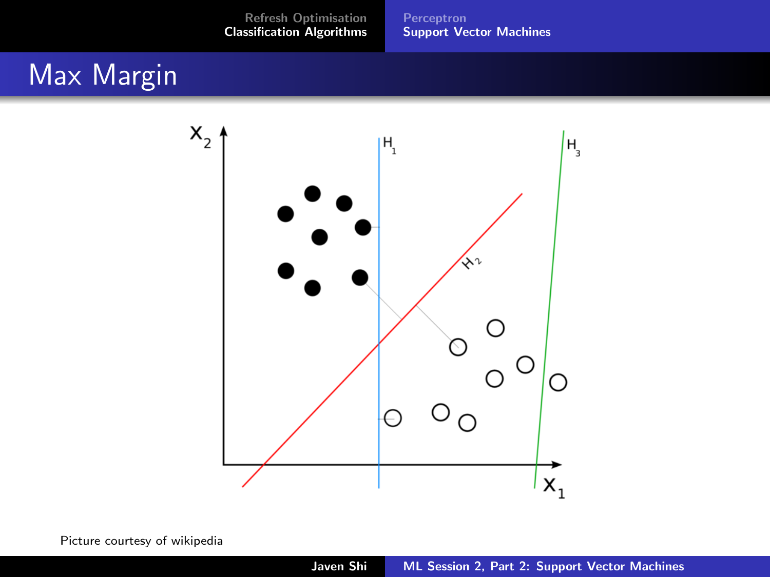# Max Margin

Picture courtesy of wikipedia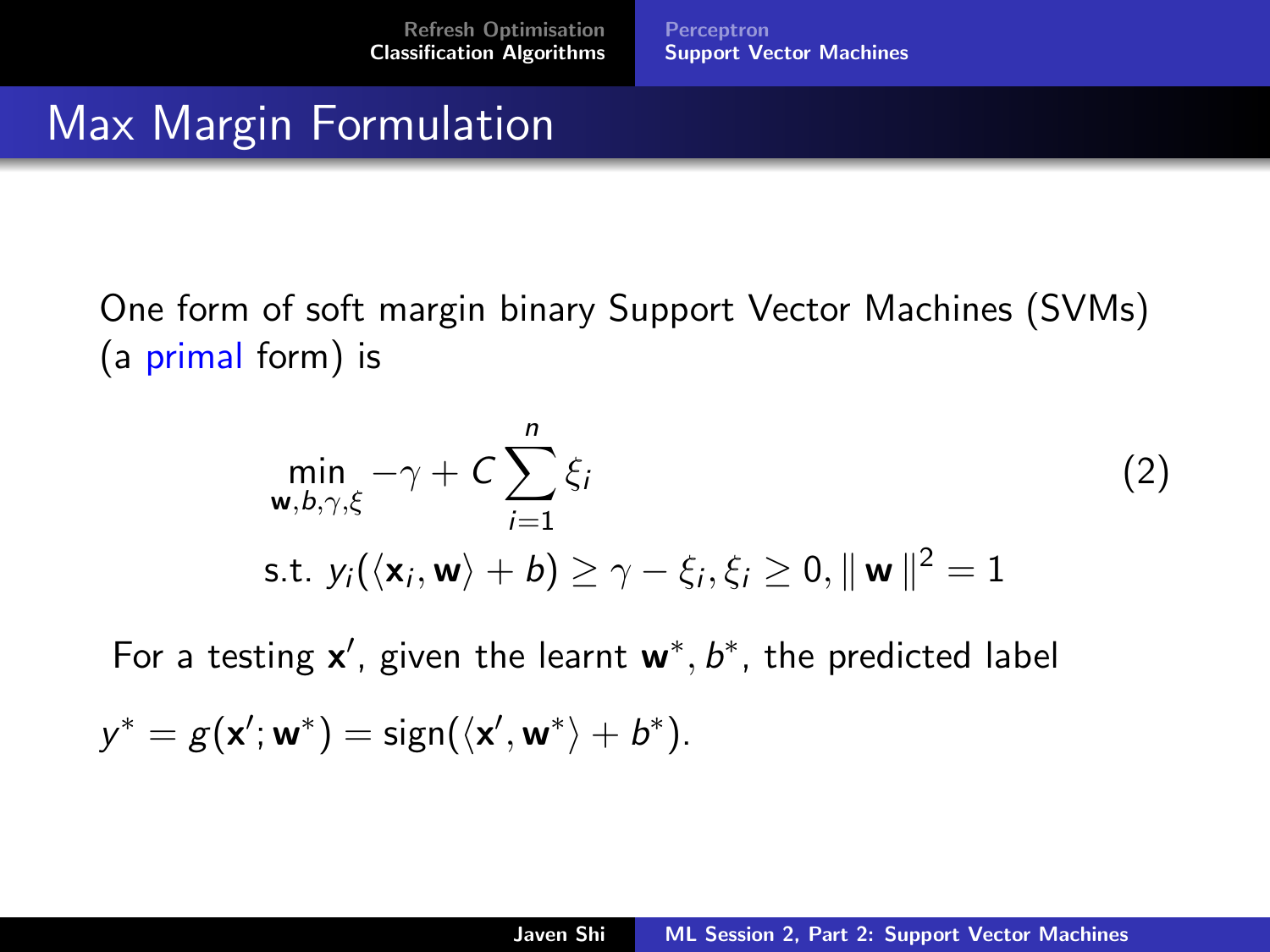# Max Margin Formulation

One form of soft margin binary Support Vector Machines (SVMs) (a primal form) is

$$\min_{\mathbf{w},b,\gamma,\xi} -\gamma + C \sum_{i=1}^{n} \xi_i \tag{2}$$

$$\text{s.t. } y_i(\langle \mathbf{x}_i, \mathbf{w} \rangle + b) \geq \gamma - \xi_i, \xi_i \geq 0, \| \mathbf{w} \|^2 = 1$$

For a testing $\mathbf{x}'$, given the learnt $\mathbf{w}^*, b^*$, the predicted label

$y^* = g(\mathbf{x}'; \mathbf{w}^*) = \text{sign}(\langle \mathbf{x}', \mathbf{w}^* \rangle + b^*)$.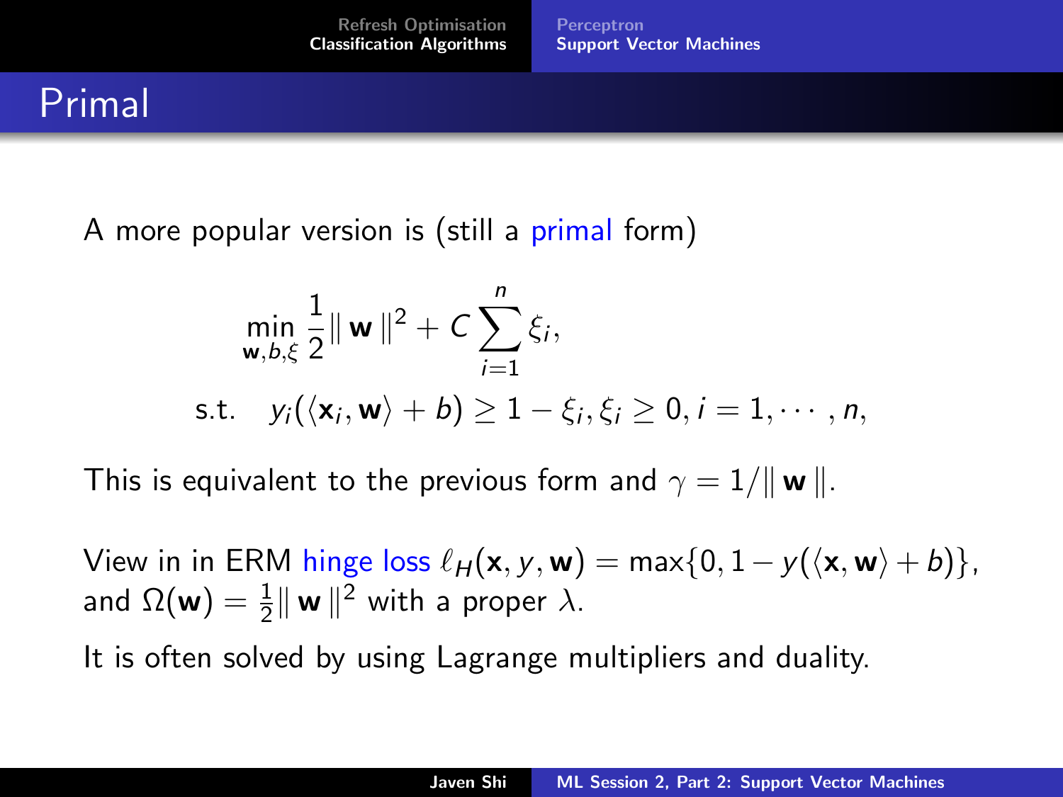# Primal

A more popular version is (still a primal form)

$$\min_{\mathbf{w},b,\xi} \frac{1}{2}\| \mathbf{w} \|^2 + C \sum_{i=1}^{n} \xi_i,$$

$$\text{s.t.} \quad y_i(\langle \mathbf{x}_i, \mathbf{w} \rangle + b) \geq 1 - \xi_i, \xi_i \geq 0, i = 1, \cdots, n,$$

This is equivalent to the previous form and $\gamma = 1/\| \mathbf{w} \|$.

View in in ERM hinge loss $\ell_H(\mathbf{x}, y, \mathbf{w}) = \max\{0, 1 - y(\langle \mathbf{x}, \mathbf{w} \rangle + b)\}$, and $\Omega(\mathbf{w}) = \frac{1}{2}\| \mathbf{w} \|^2$ with a proper $\lambda$.

It is often solved by using Lagrange multipliers and duality.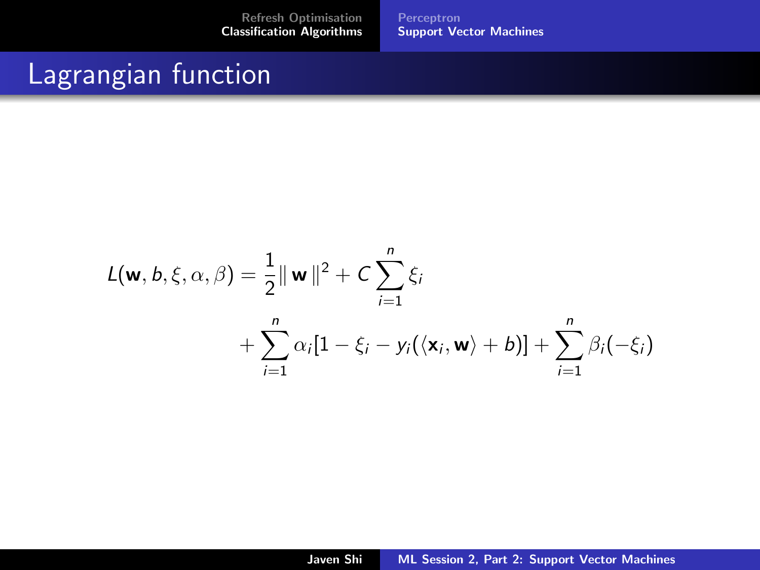# Lagrangian function

$$
\begin{aligned}
L(\mathbf{w}, b, \xi, \alpha, \beta) = \frac{1}{2}\| \mathbf{w} \|^2 + C \sum_{i=1}^{n} \xi_i \\
+ \sum_{i=1}^{n} \alpha_i [1 - \xi_i - y_i(\langle \mathbf{x}_i, \mathbf{w} \rangle + b)] + \sum_{i=1}^{n} \beta_i(-\xi_i)
\end{aligned}
$$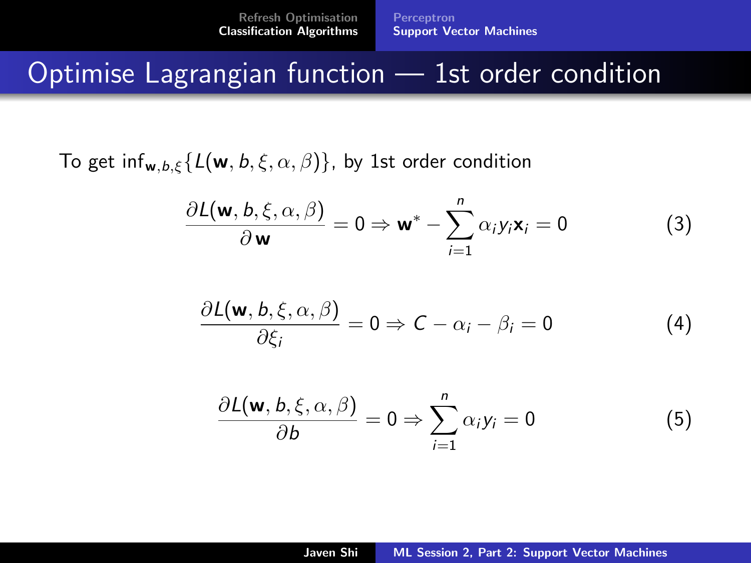# Optimise Lagrangian function — 1st order condition

To get $\inf_{\mathbf{w},b,\xi}\{L(\mathbf{w}, b, \xi, \alpha, \beta)\}$, by 1st order condition

$$\frac{\partial L(\mathbf{w}, b, \xi, \alpha, \beta)}{\partial \mathbf{w}} = 0 \Rightarrow \mathbf{w}^* - \sum_{i=1}^{n} \alpha_i y_i \mathbf{x}_i = 0 \tag{3}$$

$$\frac{\partial L(\mathbf{w}, b, \xi, \alpha, \beta)}{\partial \xi_i} = 0 \Rightarrow C - \alpha_i - \beta_i = 0 \tag{4}$$

$$\frac{\partial L(\mathbf{w}, b, \xi, \alpha, \beta)}{\partial b} = 0 \Rightarrow \sum_{i=1}^{n} \alpha_i y_i = 0 \tag{5}$$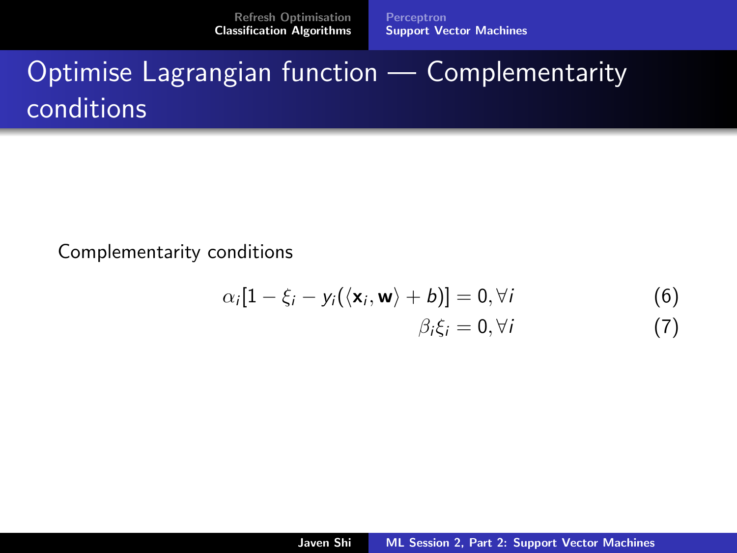# Optimise Lagrangian function — Complementarity conditions

Complementarity conditions

$$\alpha_i[1 - \xi_i - y_i(\langle \mathbf{x}_i, \mathbf{w} \rangle + b)] = 0, \forall i \tag{6}$$

$$\beta_i \xi_i = 0, \forall i \tag{7}$$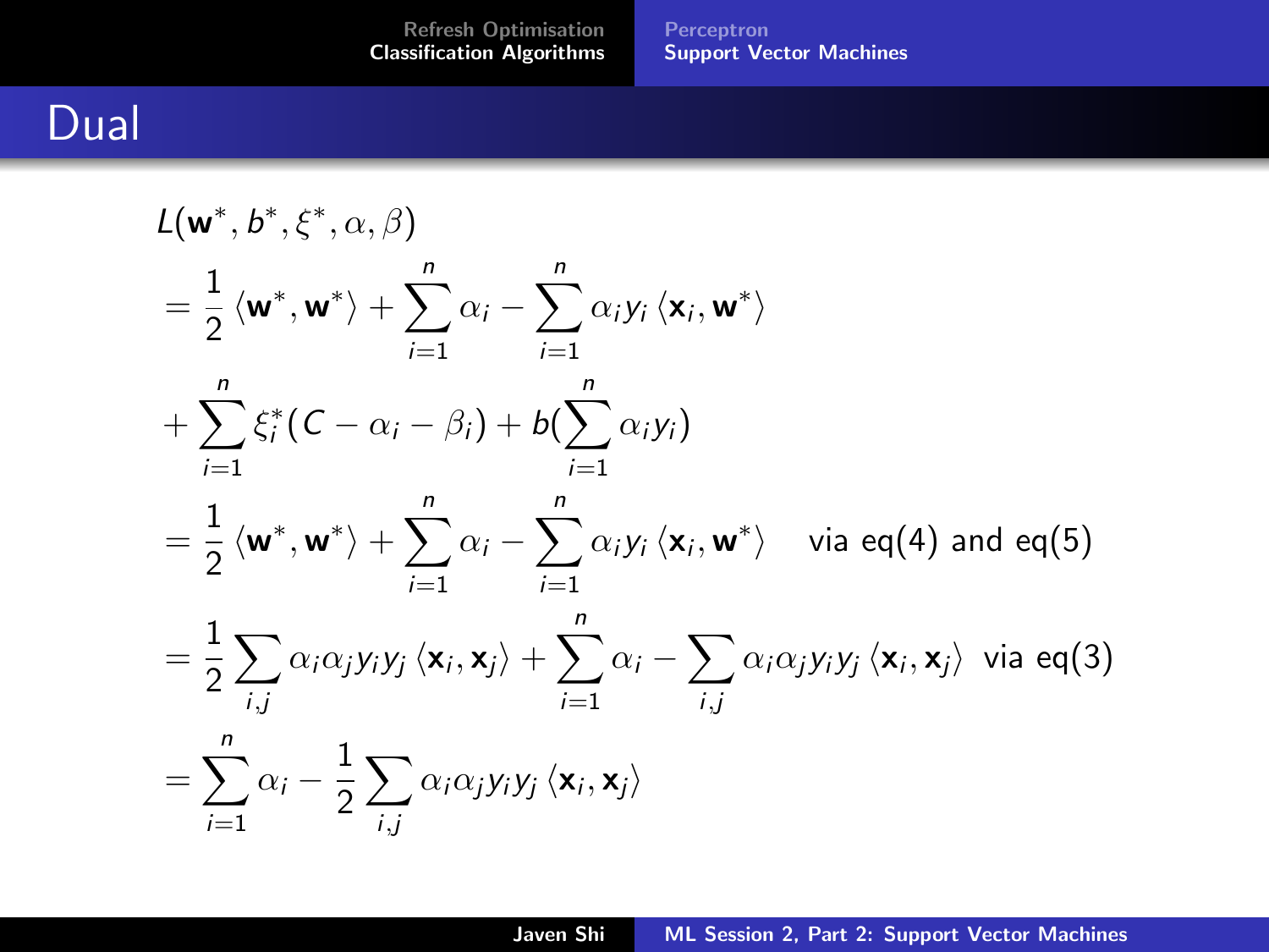# Dual

$$
\begin{aligned}
& L(\mathbf{w}^*, b^*, \xi^*, \alpha, \beta) \\
&= \frac{1}{2}\langle \mathbf{w}^*, \mathbf{w}^* \rangle + \sum_{i=1}^{n} \alpha_i - \sum_{i=1}^{n} \alpha_i y_i \langle \mathbf{x}_i, \mathbf{w}^* \rangle \\
&+ \sum_{i=1}^{n} \xi_i^* (C - \alpha_i - \beta_i) + b(\sum_{i=1}^{n} \alpha_i y_i) \\
&= \frac{1}{2}\langle \mathbf{w}^*, \mathbf{w}^* \rangle + \sum_{i=1}^{n} \alpha_i - \sum_{i=1}^{n} \alpha_i y_i \langle \mathbf{x}_i, \mathbf{w}^* \rangle \quad \text{via eq(4) and eq(5)} \\
&= \frac{1}{2}\sum_{i,j} \alpha_i \alpha_j y_i y_j \langle \mathbf{x}_i, \mathbf{x}_j \rangle + \sum_{i=1}^{n} \alpha_i - \sum_{i,j} \alpha_i \alpha_j y_i y_j \langle \mathbf{x}_i, \mathbf{x}_j \rangle \quad \text{via eq(3)} \\
&= \sum_{i=1}^{n} \alpha_i - \frac{1}{2}\sum_{i,j} \alpha_i \alpha_j y_i y_j \langle \mathbf{x}_i, \mathbf{x}_j \rangle
\end{aligned}
$$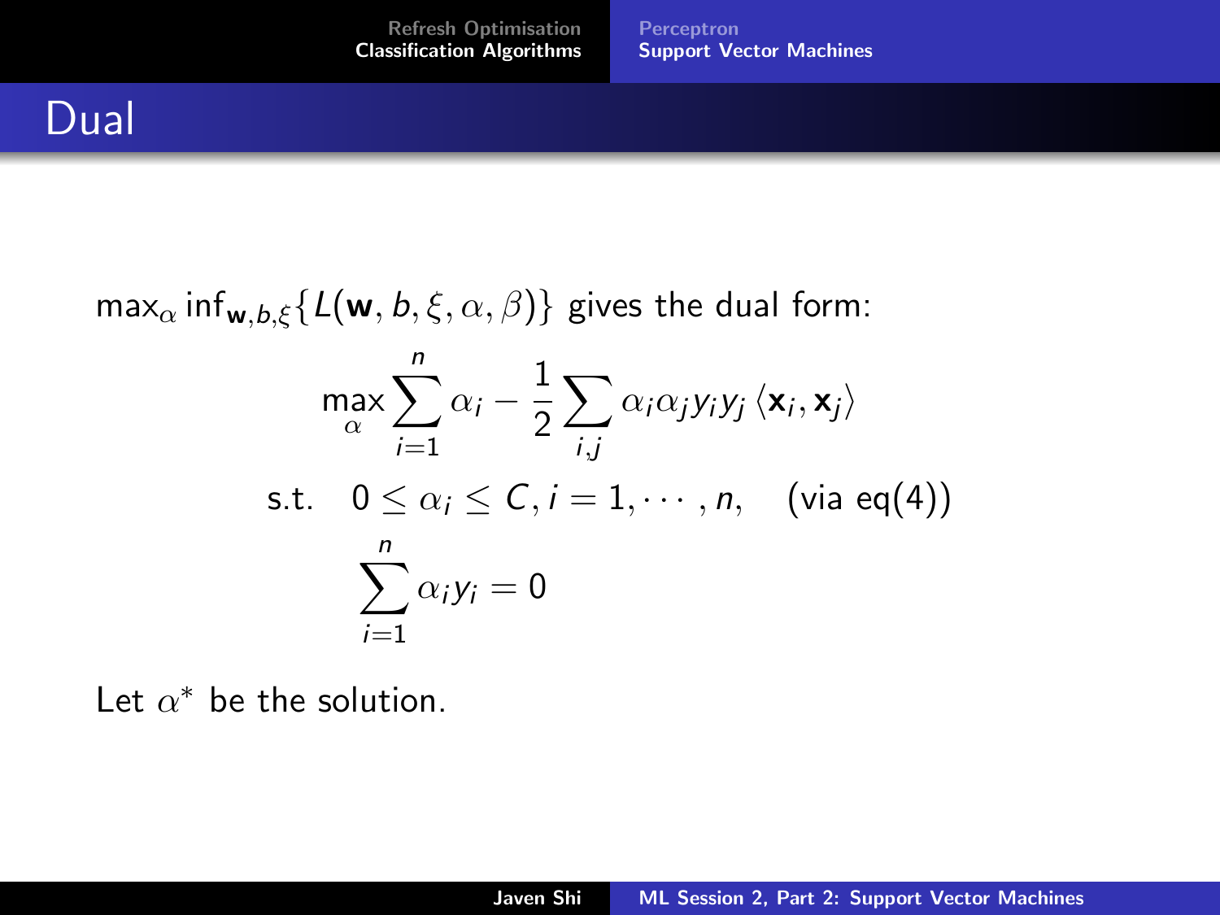# Dual

$\max_\alpha \inf_{\mathbf{w},b,\xi}\{L(\mathbf{w}, b, \xi, \alpha, \beta)\}$ gives the dual form:

$$\max_\alpha \sum_{i=1}^{n} \alpha_i - \frac{1}{2} \sum_{i,j} \alpha_i \alpha_j y_i y_j \langle \mathbf{x}_i, \mathbf{x}_j \rangle$$

$$\text{s.t.} \quad 0 \leq \alpha_i \leq C, i = 1, \cdots, n, \quad \text{(via eq(4))}$$

$$\sum_{i=1}^{n} \alpha_i y_i = 0$$

Let $\alpha^*$ be the solution.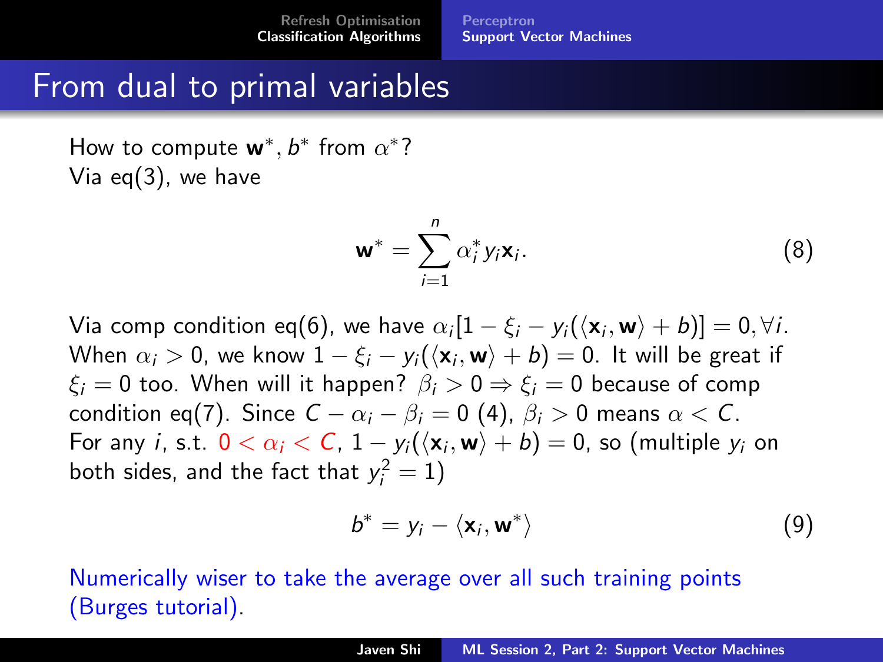# From dual to primal variables

How to compute $\mathbf{w}^*, b^*$ from $\alpha^*$?
Via eq(3), we have

$$\mathbf{w}^* = \sum_{i=1}^{n} \alpha_i^* y_i \mathbf{x}_i. \tag{8}$$

Via comp condition eq(6), we have $\alpha_i[1 - \xi_i - y_i(\langle \mathbf{x}_i, \mathbf{w} \rangle + b)] = 0, \forall i$. When $\alpha_i > 0$, we know $1 - \xi_i - y_i(\langle \mathbf{x}_i, \mathbf{w} \rangle + b) = 0$. It will be great if $\xi_i = 0$ too. When will it happen? $\beta_i > 0 \Rightarrow \xi_i = 0$ because of comp condition eq(7). Since $C - \alpha_i - \beta_i = 0$ (4), $\beta_i > 0$ means $\alpha < C$. For any $i$, s.t. $0 < \alpha_i < C$, $1 - y_i(\langle \mathbf{x}_i, \mathbf{w} \rangle + b) = 0$, so (multiple $y_i$ on both sides, and the fact that $y_i^2 = 1$)

$$b^* = y_i - \langle \mathbf{x}_i, \mathbf{w}^* \rangle \tag{9}$$

Numerically wiser to take the average over all such training points (Burges tutorial).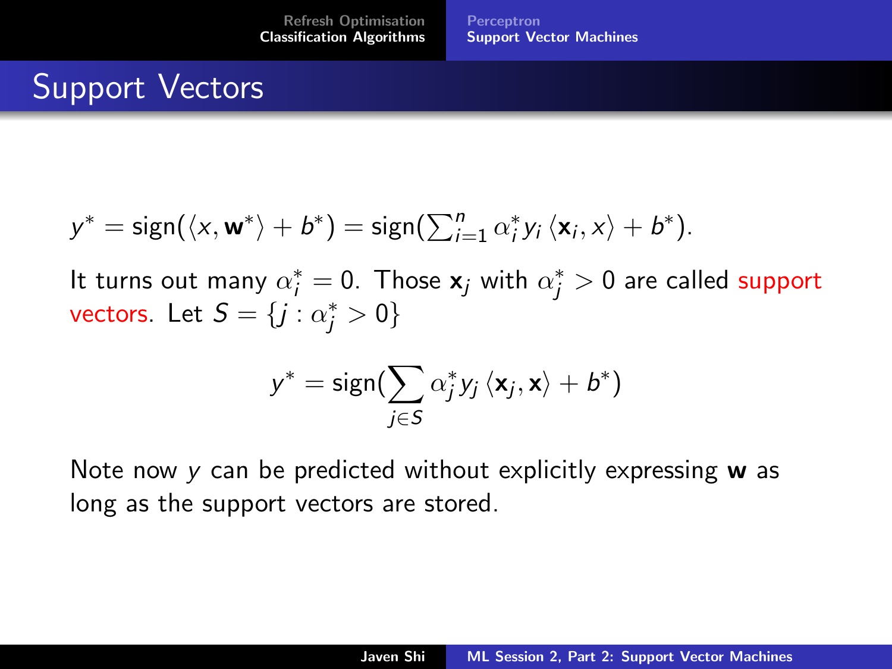# Support Vectors

$$y^* = \text{sign}(\langle x, \mathbf{w}^* \rangle + b^*) = \text{sign}(\sum_{i=1}^{n} \alpha_i^* y_i \langle \mathbf{x}_i, x \rangle + b^*).$$

It turns out many $\alpha_i^* = 0$. Those $\mathbf{x}_j$ with $\alpha_j^* > 0$ are called support vectors. Let $S = \{j : \alpha_j^* > 0\}$

$$y^* = \text{sign}(\sum_{j \in S} \alpha_j^* y_j \langle \mathbf{x}_j, \mathbf{x} \rangle + b^*)$$

Note now $y$ can be predicted without explicitly expressing $\mathbf{w}$ as long as the support vectors are stored.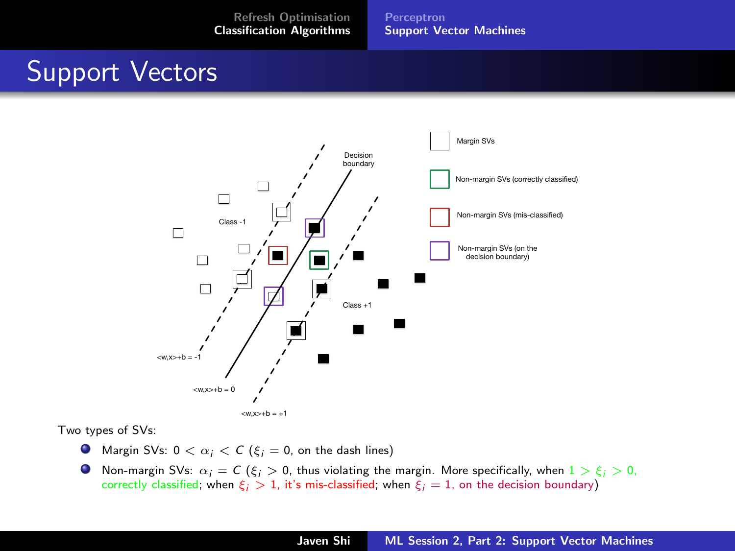# Support Vectors

Decision boundary

Margin SVs

Non-margin SVs (correctly classified)

Non-margin SVs (mis-classified)

Non-margin SVs (on the decision boundary)

Class -1

Class +1

<w,x>+b = -1

<w,x>+b = 0

<w,x>+b = +1

Two types of SVs:

- Margin SVs: $0 < \alpha_i < C$ ($\xi_i = 0$, on the dash lines)
- Non-margin SVs: $\alpha_i = C$ ($\xi_i > 0$, thus violating the margin. More specifically, when $1 > \xi_i > 0$, correctly classified; when $\xi_i > 1$, it's mis-classified; when $\xi_i = 1$, on the decision boundary)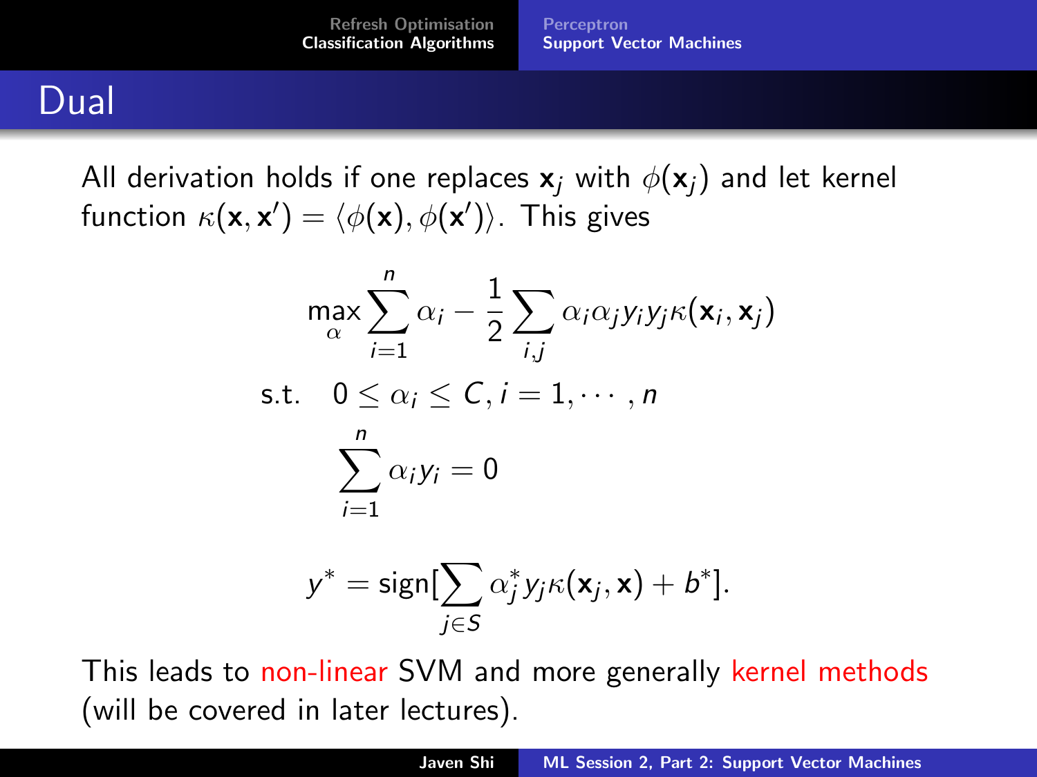# Dual

All derivation holds if one replaces $\mathbf{x}_j$ with $\phi(\mathbf{x}_j)$ and let kernel function $\kappa(\mathbf{x}, \mathbf{x}') = \langle \phi(\mathbf{x}), \phi(\mathbf{x}') \rangle$. This gives

$$\max_{\alpha} \sum_{i=1}^{n} \alpha_i - \frac{1}{2} \sum_{i,j} \alpha_i \alpha_j y_i y_j \kappa(\mathbf{x}_i, \mathbf{x}_j)$$

$$\text{s.t.} \quad 0 \leq \alpha_i \leq C, i = 1, \cdots, n$$

$$\sum_{i=1}^{n} \alpha_i y_i = 0$$

$$y^* = \text{sign}[\sum_{j \in S} \alpha_j^* y_j \kappa(\mathbf{x}_j, \mathbf{x}) + b^*].$$

This leads to non-linear SVM and more generally kernel methods (will be covered in later lectures).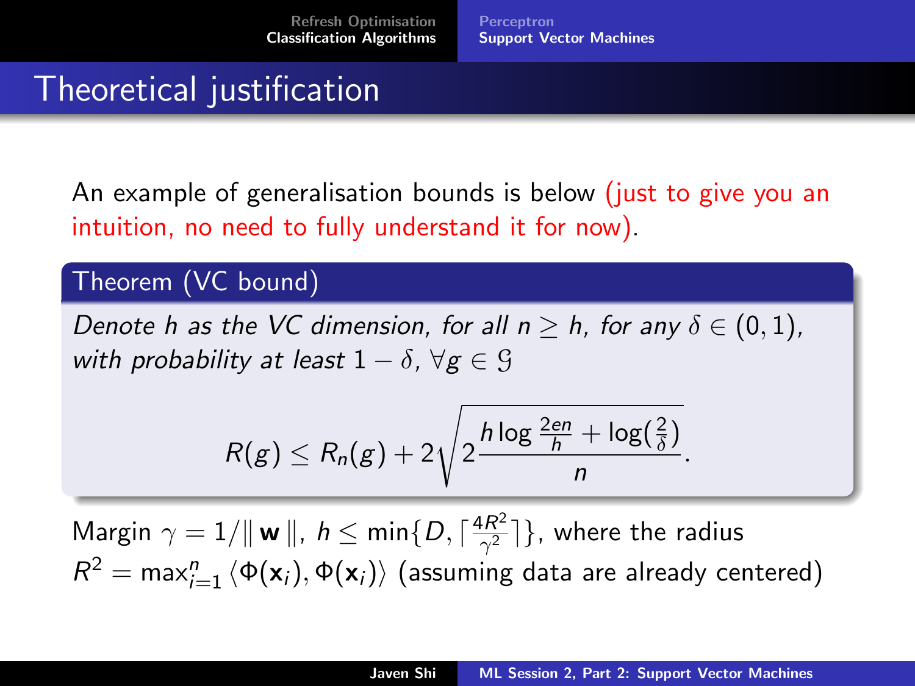# Theoretical justification

An example of generalisation bounds is below (just to give you an intuition, no need to fully understand it for now).

**Theorem (VC bound)**

*Denote $h$ as the VC dimension, for all $n \geq h$, for any $\delta \in (0, 1)$, with probability at least $1 - \delta$, $\forall g \in \mathcal{G}$*

$$R(g) \leq R_n(g) + 2\sqrt{2\frac{h \log \frac{2en}{h} + \log(\frac{2}{\delta})}{n}}.$$

Margin $\gamma = 1/\|\mathbf{w}\|$, $h \leq \min\{D, \lceil \frac{4R^2}{\gamma^2} \rceil\}$, where the radius $R^2 = \max_{i=1}^{n} \langle \Phi(\mathbf{x}_i), \Phi(\mathbf{x}_i) \rangle$ (assuming data are already centered)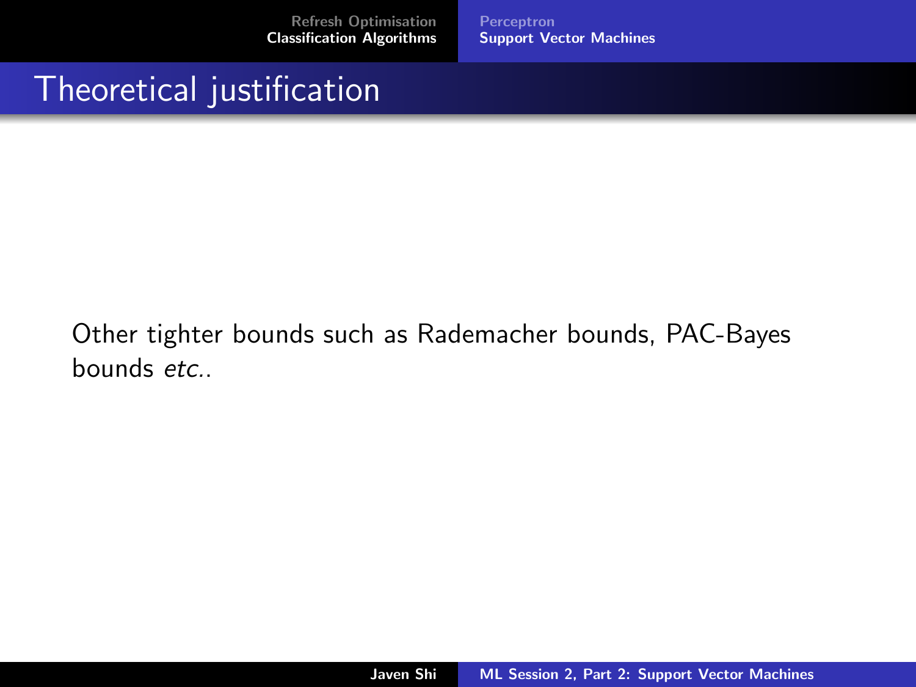# Theoretical justification

Other tighter bounds such as Rademacher bounds, PAC-Bayes bounds *etc.*.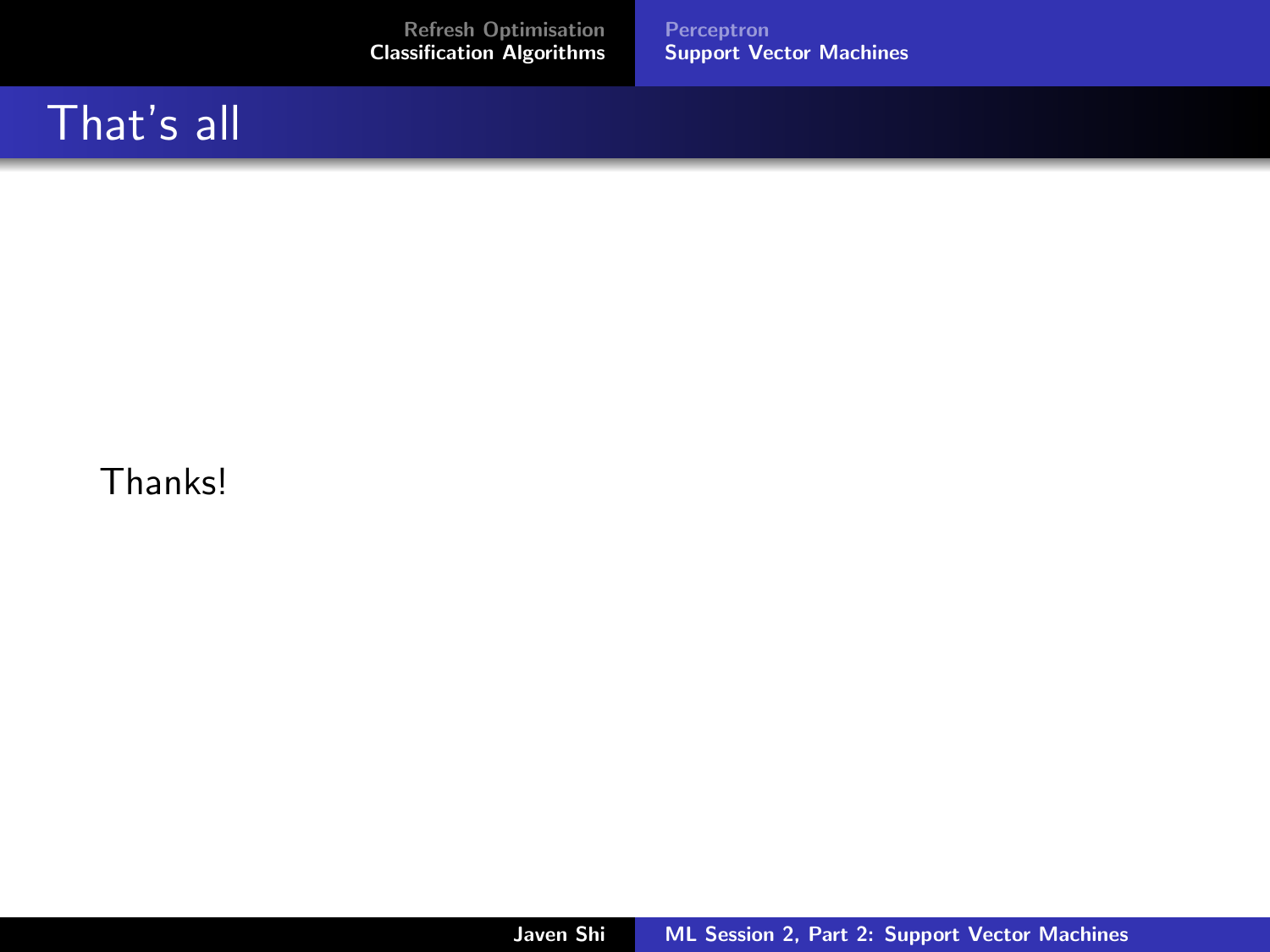# That's all

Thanks!